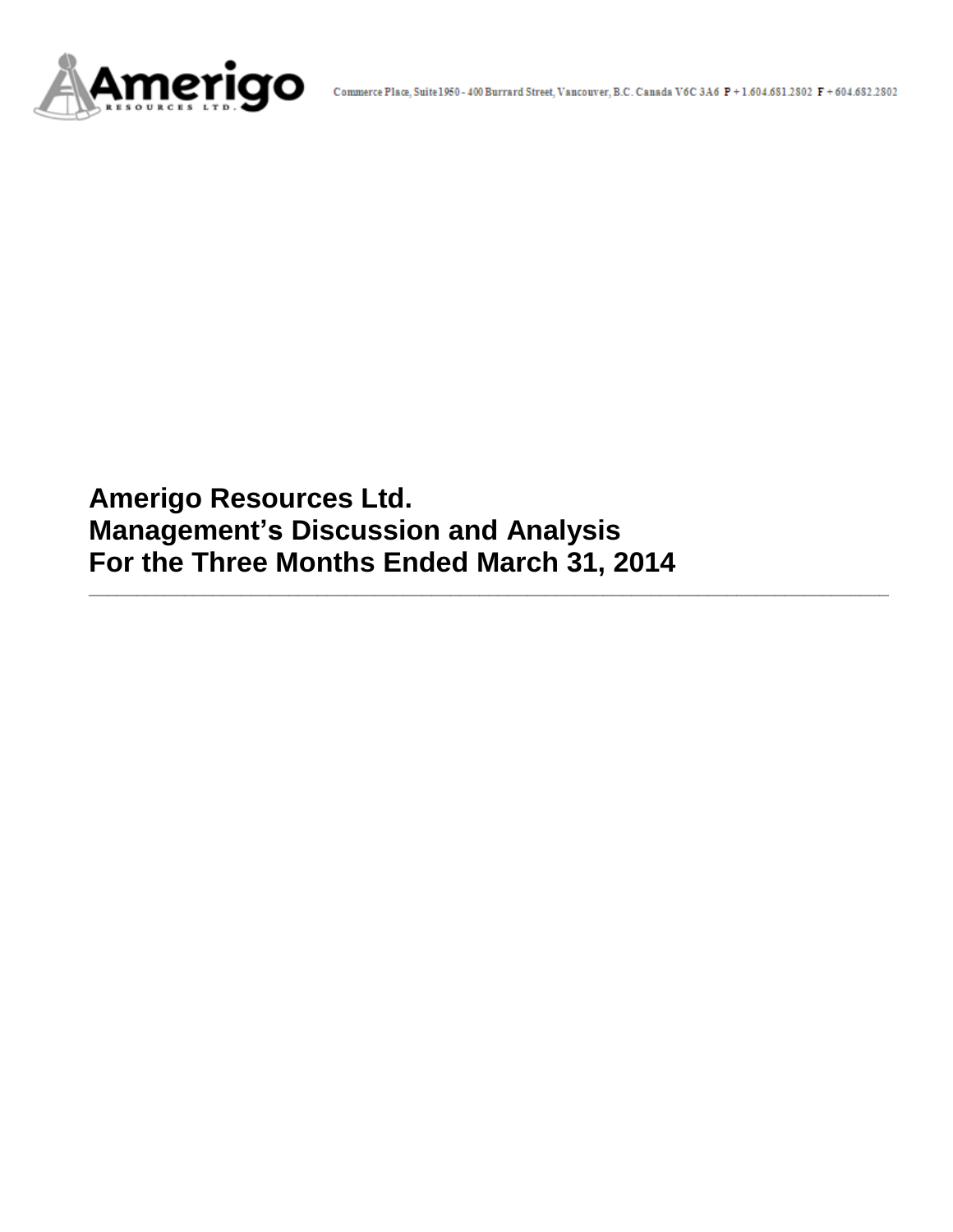Commerce Place, Suite 1950 - 400 Burrard Street, Vancouver, B.C. Canada V6C 3A6 P + 1.604.681.2802 F + 604.682.2802

# Amerigo Resources Ltd.
# Management's Discussion and Analysis
# For the Three Months Ended March 31, 2014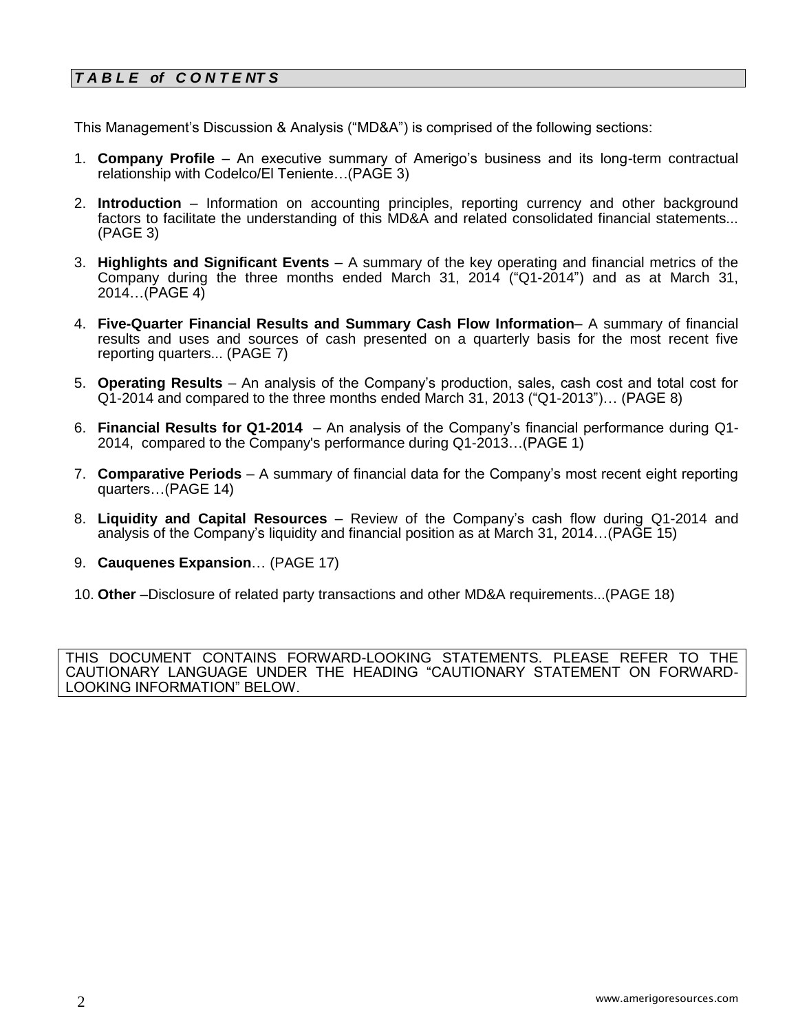## *TABLE of CONTENTS*

This Management's Discussion & Analysis ("MD&A") is comprised of the following sections:

1. **Company Profile** – An executive summary of Amerigo's business and its long-term contractual relationship with Codelco/El Teniente…(PAGE 3)
2. **Introduction** – Information on accounting principles, reporting currency and other background factors to facilitate the understanding of this MD&A and related consolidated financial statements... (PAGE 3)
3. **Highlights and Significant Events** – A summary of the key operating and financial metrics of the Company during the three months ended March 31, 2014 ("Q1-2014") and as at March 31, 2014…(PAGE 4)
4. **Five-Quarter Financial Results and Summary Cash Flow Information**– A summary of financial results and uses and sources of cash presented on a quarterly basis for the most recent five reporting quarters... (PAGE 7)
5. **Operating Results** – An analysis of the Company's production, sales, cash cost and total cost for Q1-2014 and compared to the three months ended March 31, 2013 ("Q1-2013")… (PAGE 8)
6. **Financial Results for Q1-2014** – An analysis of the Company's financial performance during Q1-2014, compared to the Company's performance during Q1-2013…(PAGE 1)
7. **Comparative Periods** – A summary of financial data for the Company's most recent eight reporting quarters…(PAGE 14)
8. **Liquidity and Capital Resources** – Review of the Company's cash flow during Q1-2014 and analysis of the Company's liquidity and financial position as at March 31, 2014…(PAGE 15)
9. **Cauquenes Expansion**… (PAGE 17)
10. **Other** –Disclosure of related party transactions and other MD&A requirements...(PAGE 18)

THIS DOCUMENT CONTAINS FORWARD-LOOKING STATEMENTS. PLEASE REFER TO THE CAUTIONARY LANGUAGE UNDER THE HEADING "CAUTIONARY STATEMENT ON FORWARD-LOOKING INFORMATION" BELOW.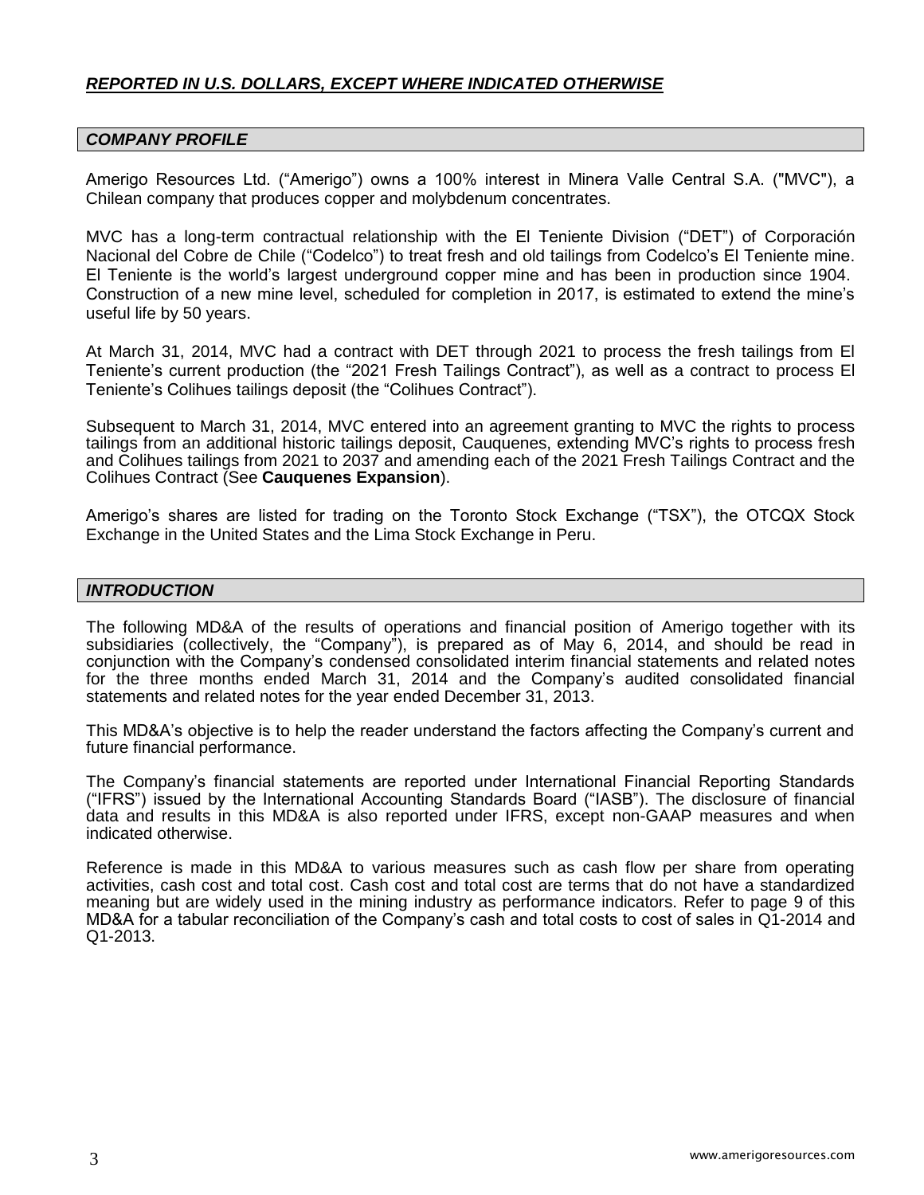***REPORTED IN U.S. DOLLARS, EXCEPT WHERE INDICATED OTHERWISE***

## *COMPANY PROFILE*

Amerigo Resources Ltd. ("Amerigo") owns a 100% interest in Minera Valle Central S.A. ("MVC"), a Chilean company that produces copper and molybdenum concentrates.

MVC has a long-term contractual relationship with the El Teniente Division ("DET") of Corporación Nacional del Cobre de Chile ("Codelco") to treat fresh and old tailings from Codelco's El Teniente mine. El Teniente is the world's largest underground copper mine and has been in production since 1904. Construction of a new mine level, scheduled for completion in 2017, is estimated to extend the mine's useful life by 50 years.

At March 31, 2014, MVC had a contract with DET through 2021 to process the fresh tailings from El Teniente's current production (the "2021 Fresh Tailings Contract"), as well as a contract to process El Teniente's Colihues tailings deposit (the "Colihues Contract").

Subsequent to March 31, 2014, MVC entered into an agreement granting to MVC the rights to process tailings from an additional historic tailings deposit, Cauquenes, extending MVC's rights to process fresh and Colihues tailings from 2021 to 2037 and amending each of the 2021 Fresh Tailings Contract and the Colihues Contract (See **Cauquenes Expansion**).

Amerigo's shares are listed for trading on the Toronto Stock Exchange ("TSX"), the OTCQX Stock Exchange in the United States and the Lima Stock Exchange in Peru.

## *INTRODUCTION*

The following MD&A of the results of operations and financial position of Amerigo together with its subsidiaries (collectively, the "Company"), is prepared as of May 6, 2014, and should be read in conjunction with the Company's condensed consolidated interim financial statements and related notes for the three months ended March 31, 2014 and the Company's audited consolidated financial statements and related notes for the year ended December 31, 2013.

This MD&A's objective is to help the reader understand the factors affecting the Company's current and future financial performance.

The Company's financial statements are reported under International Financial Reporting Standards ("IFRS") issued by the International Accounting Standards Board ("IASB"). The disclosure of financial data and results in this MD&A is also reported under IFRS, except non-GAAP measures and when indicated otherwise.

Reference is made in this MD&A to various measures such as cash flow per share from operating activities, cash cost and total cost. Cash cost and total cost are terms that do not have a standardized meaning but are widely used in the mining industry as performance indicators. Refer to page 9 of this MD&A for a tabular reconciliation of the Company's cash and total costs to cost of sales in Q1-2014 and Q1-2013.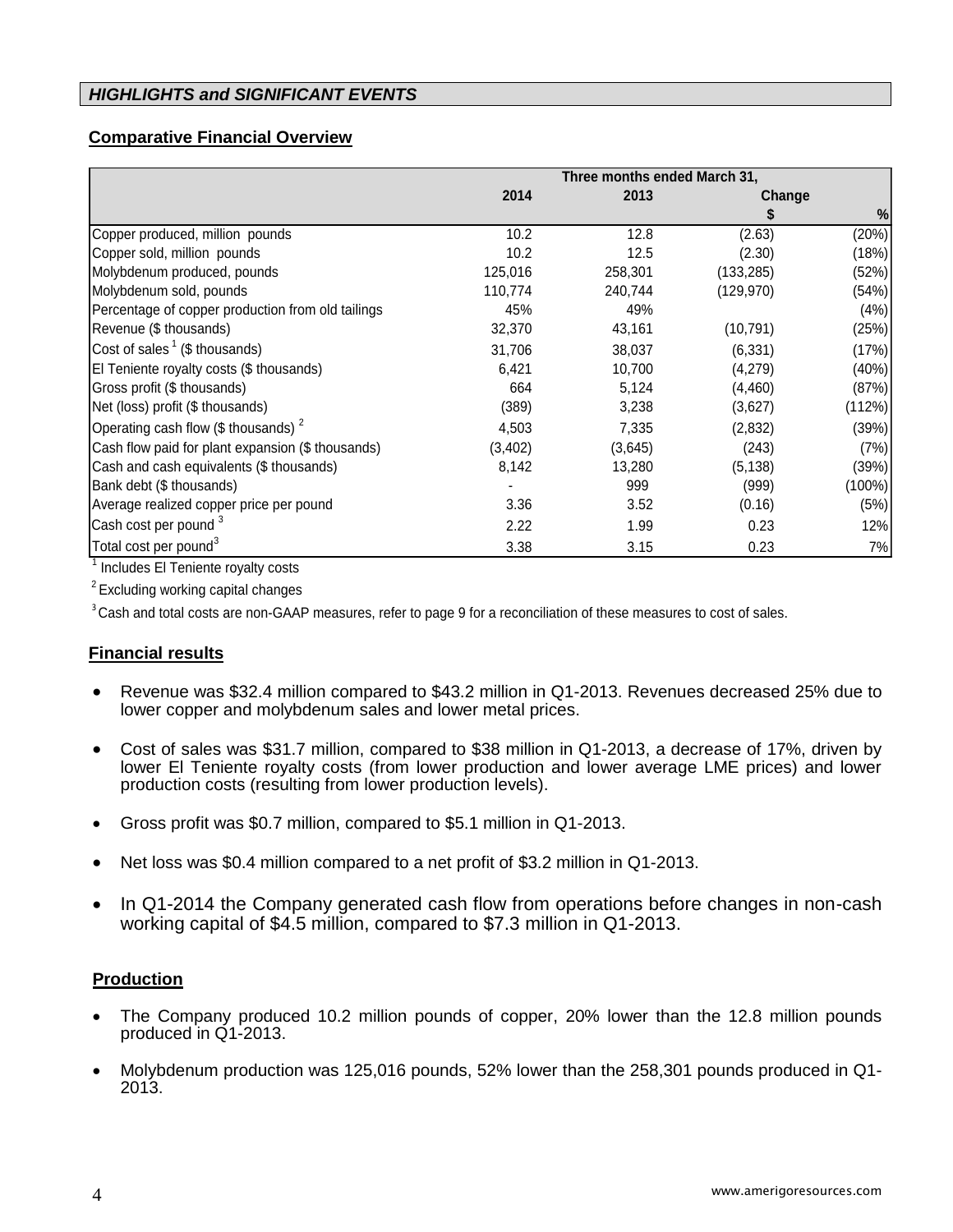## *HIGHLIGHTS and SIGNIFICANT EVENTS*

### Comparative Financial Overview

| | Three months ended March 31, | | | |
|---|---|---|---|---|
| | 2014 | 2013 | Change | |
| | | | $ | % |
| Copper produced, million pounds | 10.2 | 12.8 | (2.63) | (20%) |
| Copper sold, million pounds | 10.2 | 12.5 | (2.30) | (18%) |
| Molybdenum produced, pounds | 125,016 | 258,301 | (133,285) | (52%) |
| Molybdenum sold, pounds | 110,774 | 240,744 | (129,970) | (54%) |
| Percentage of copper production from old tailings | 45% | 49% | | (4%) |
| Revenue ($ thousands) | 32,370 | 43,161 | (10,791) | (25%) |
| Cost of sales [1] ($ thousands) | 31,706 | 38,037 | (6,331) | (17%) |
| El Teniente royalty costs ($ thousands) | 6,421 | 10,700 | (4,279) | (40%) |
| Gross profit ($ thousands) | 664 | 5,124 | (4,460) | (87%) |
| Net (loss) profit ($ thousands) | (389) | 3,238 | (3,627) | (112%) |
| Operating cash flow ($ thousands) [2] | 4,503 | 7,335 | (2,832) | (39%) |
| Cash flow paid for plant expansion ($ thousands) | (3,402) | (3,645) | (243) | (7%) |
| Cash and cash equivalents ($ thousands) | 8,142 | 13,280 | (5,138) | (39%) |
| Bank debt ($ thousands) | - | 999 | (999) | (100%) |
| Average realized copper price per pound | 3.36 | 3.52 | (0.16) | (5%) |
| Cash cost per pound [3] | 2.22 | 1.99 | 0.23 | 12% |
| Total cost per pound[3] | 3.38 | 3.15 | 0.23 | 7% |

[1] Includes El Teniente royalty costs

[2] Excluding working capital changes

[3] Cash and total costs are non-GAAP measures, refer to page 9 for a reconciliation of these measures to cost of sales.

### Financial results

- Revenue was $32.4 million compared to $43.2 million in Q1-2013. Revenues decreased 25% due to lower copper and molybdenum sales and lower metal prices.
- Cost of sales was $31.7 million, compared to $38 million in Q1-2013, a decrease of 17%, driven by lower El Teniente royalty costs (from lower production and lower average LME prices) and lower production costs (resulting from lower production levels).
- Gross profit was $0.7 million, compared to $5.1 million in Q1-2013.
- Net loss was $0.4 million compared to a net profit of $3.2 million in Q1-2013.
- In Q1-2014 the Company generated cash flow from operations before changes in non-cash working capital of $4.5 million, compared to $7.3 million in Q1-2013.

### Production

- The Company produced 10.2 million pounds of copper, 20% lower than the 12.8 million pounds produced in Q1-2013.
- Molybdenum production was 125,016 pounds, 52% lower than the 258,301 pounds produced in Q1-2013.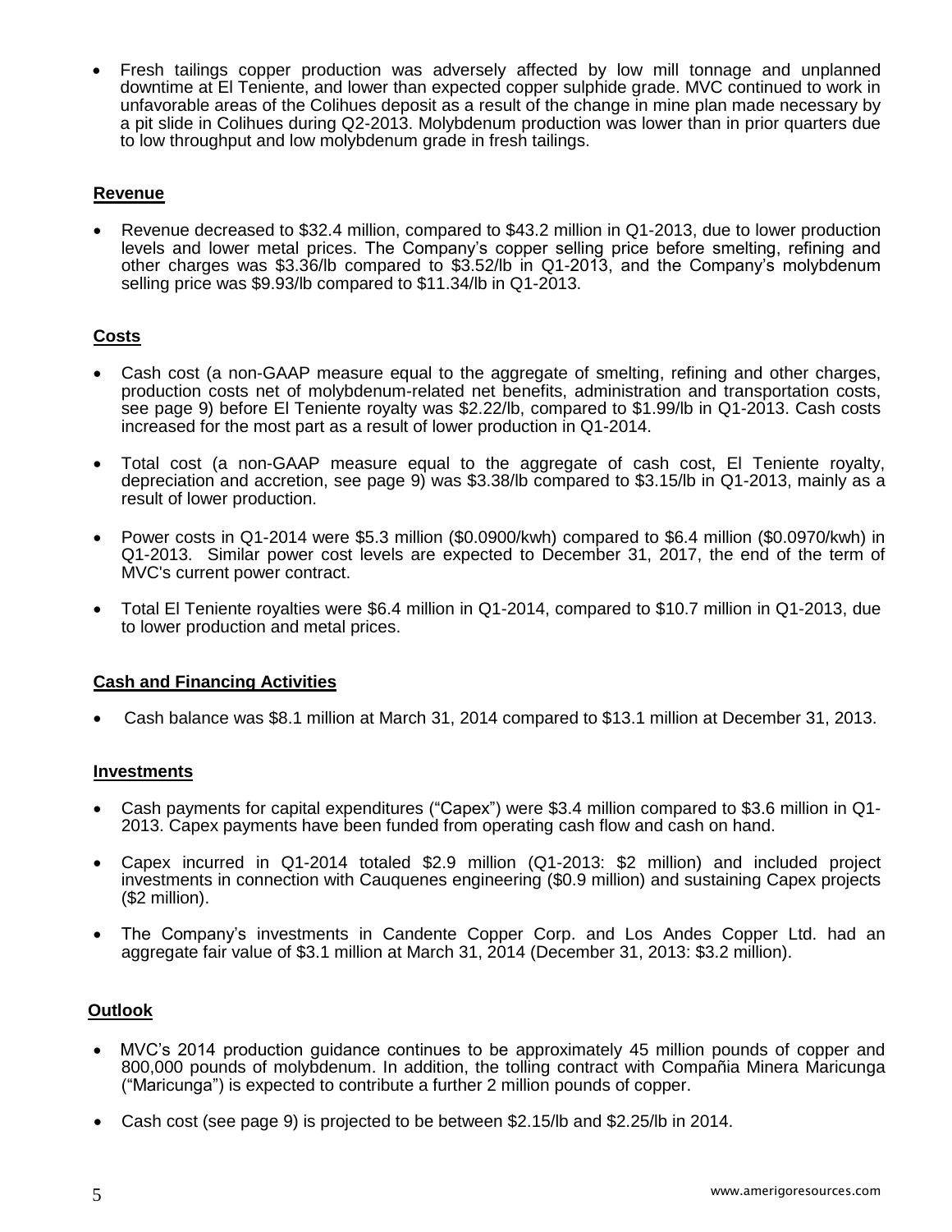- Fresh tailings copper production was adversely affected by low mill tonnage and unplanned downtime at El Teniente, and lower than expected copper sulphide grade. MVC continued to work in unfavorable areas of the Colihues deposit as a result of the change in mine plan made necessary by a pit slide in Colihues during Q2-2013. Molybdenum production was lower than in prior quarters due to low throughput and low molybdenum grade in fresh tailings.

## Revenue

- Revenue decreased to $32.4 million, compared to $43.2 million in Q1-2013, due to lower production levels and lower metal prices. The Company's copper selling price before smelting, refining and other charges was $3.36/lb compared to $3.52/lb in Q1-2013, and the Company's molybdenum selling price was $9.93/lb compared to $11.34/lb in Q1-2013.

## Costs

- Cash cost (a non-GAAP measure equal to the aggregate of smelting, refining and other charges, production costs net of molybdenum-related net benefits, administration and transportation costs, see page 9) before El Teniente royalty was $2.22/lb, compared to $1.99/lb in Q1-2013. Cash costs increased for the most part as a result of lower production in Q1-2014.

- Total cost (a non-GAAP measure equal to the aggregate of cash cost, El Teniente royalty, depreciation and accretion, see page 9) was $3.38/lb compared to $3.15/lb in Q1-2013, mainly as a result of lower production.

- Power costs in Q1-2014 were $5.3 million ($0.0900/kwh) compared to $6.4 million ($0.0970/kwh) in Q1-2013. Similar power cost levels are expected to December 31, 2017, the end of the term of MVC's current power contract.

- Total El Teniente royalties were $6.4 million in Q1-2014, compared to $10.7 million in Q1-2013, due to lower production and metal prices.

## Cash and Financing Activities

- Cash balance was $8.1 million at March 31, 2014 compared to $13.1 million at December 31, 2013.

## Investments

- Cash payments for capital expenditures ("Capex") were $3.4 million compared to $3.6 million in Q1-2013. Capex payments have been funded from operating cash flow and cash on hand.

- Capex incurred in Q1-2014 totaled $2.9 million (Q1-2013: $2 million) and included project investments in connection with Cauquenes engineering ($0.9 million) and sustaining Capex projects ($2 million).

- The Company's investments in Candente Copper Corp. and Los Andes Copper Ltd. had an aggregate fair value of $3.1 million at March 31, 2014 (December 31, 2013: $3.2 million).

## Outlook

- MVC's 2014 production guidance continues to be approximately 45 million pounds of copper and 800,000 pounds of molybdenum. In addition, the tolling contract with Compañia Minera Maricunga ("Maricunga") is expected to contribute a further 2 million pounds of copper.

- Cash cost (see page 9) is projected to be between $2.15/lb and $2.25/lb in 2014.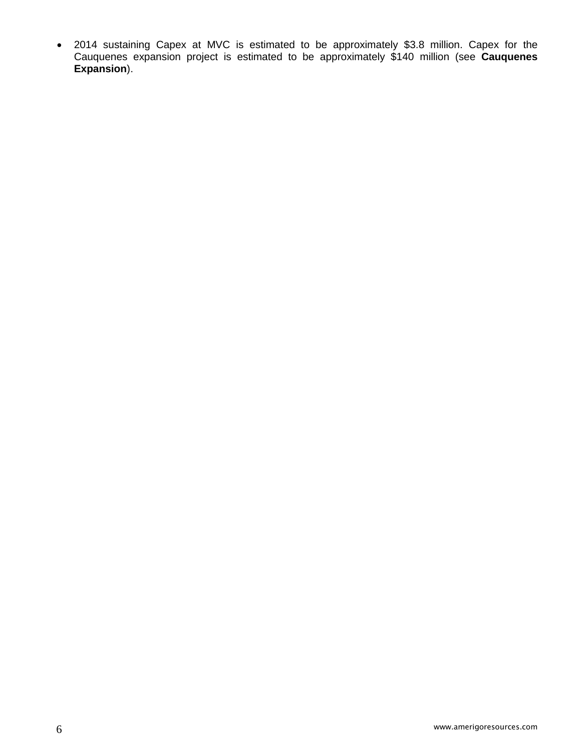- 2014 sustaining Capex at MVC is estimated to be approximately $3.8 million. Capex for the Cauquenes expansion project is estimated to be approximately $140 million (see **Cauquenes Expansion**).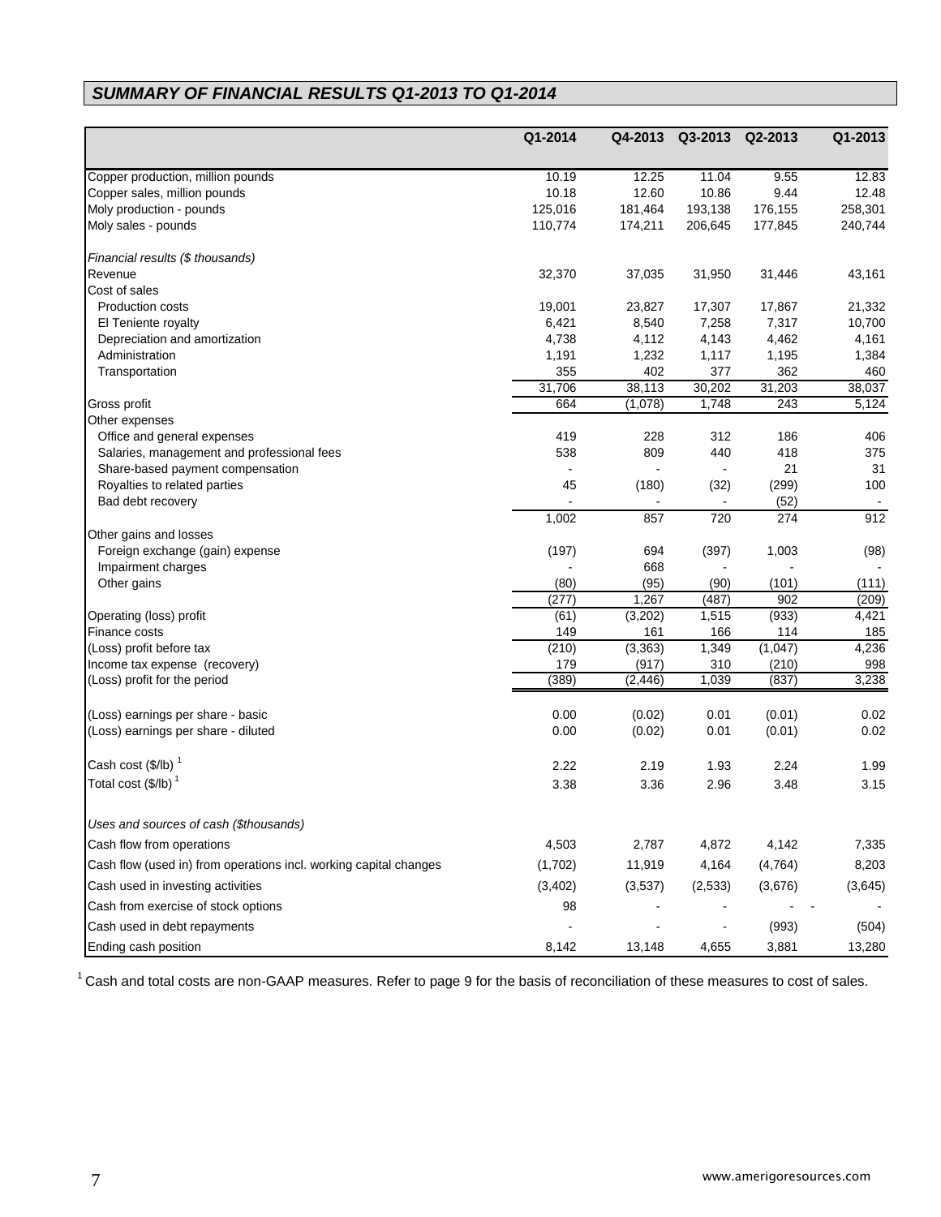## *SUMMARY OF FINANCIAL RESULTS Q1-2013 TO Q1-2014*

| | Q1-2014 | Q4-2013 | Q3-2013 | Q2-2013 | Q1-2013 |
|---|---|---|---|---|---|
| Copper production, million pounds | 10.19 | 12.25 | 11.04 | 9.55 | 12.83 |
| Copper sales, million pounds | 10.18 | 12.60 | 10.86 | 9.44 | 12.48 |
| Moly production - pounds | 125,016 | 181,464 | 193,138 | 176,155 | 258,301 |
| Moly sales - pounds | 110,774 | 174,211 | 206,645 | 177,845 | 240,744 |
| *Financial results ($ thousands)* | | | | | |
| Revenue | 32,370 | 37,035 | 31,950 | 31,446 | 43,161 |
| Cost of sales | | | | | |
| Production costs | 19,001 | 23,827 | 17,307 | 17,867 | 21,332 |
| El Teniente royalty | 6,421 | 8,540 | 7,258 | 7,317 | 10,700 |
| Depreciation and amortization | 4,738 | 4,112 | 4,143 | 4,462 | 4,161 |
| Administration | 1,191 | 1,232 | 1,117 | 1,195 | 1,384 |
| Transportation | 355 | 402 | 377 | 362 | 460 |
| | 31,706 | 38,113 | 30,202 | 31,203 | 38,037 |
| Gross profit | 664 | (1,078) | 1,748 | 243 | 5,124 |
| Other expenses | | | | | |
| Office and general expenses | 419 | 228 | 312 | 186 | 406 |
| Salaries, management and professional fees | 538 | 809 | 440 | 418 | 375 |
| Share-based payment compensation | - | - | - | 21 | 31 |
| Royalties to related parties | 45 | (180) | (32) | (299) | 100 |
| Bad debt recovery | - | - | - | (52) | - |
| | 1,002 | 857 | 720 | 274 | 912 |
| Other gains and losses | | | | | |
| Foreign exchange (gain) expense | (197) | 694 | (397) | 1,003 | (98) |
| Impairment charges | - | 668 | - | - | - |
| Other gains | (80) | (95) | (90) | (101) | (111) |
| | (277) | 1,267 | (487) | 902 | (209) |
| Operating (loss) profit | (61) | (3,202) | 1,515 | (933) | 4,421 |
| Finance costs | 149 | 161 | 166 | 114 | 185 |
| (Loss) profit before tax | (210) | (3,363) | 1,349 | (1,047) | 4,236 |
| Income tax expense (recovery) | 179 | (917) | 310 | (210) | 998 |
| (Loss) profit for the period | (389) | (2,446) | 1,039 | (837) | 3,238 |
| (Loss) earnings per share - basic | 0.00 | (0.02) | 0.01 | (0.01) | 0.02 |
| (Loss) earnings per share - diluted | 0.00 | (0.02) | 0.01 | (0.01) | 0.02 |
| Cash cost ($/lb) [1] | 2.22 | 2.19 | 1.93 | 2.24 | 1.99 |
| Total cost ($/lb) [1] | 3.38 | 3.36 | 2.96 | 3.48 | 3.15 |
| *Uses and sources of cash ($thousands)* | | | | | |
| Cash flow from operations | 4,503 | 2,787 | 4,872 | 4,142 | 7,335 |
| Cash flow (used in) from operations incl. working capital changes | (1,702) | 11,919 | 4,164 | (4,764) | 8,203 |
| Cash used in investing activities | (3,402) | (3,537) | (2,533) | (3,676) | (3,645) |
| Cash from exercise of stock options | 98 | - | - | - | - |
| Cash used in debt repayments | - | - | - | (993) | (504) |
| Ending cash position | 8,142 | 13,148 | 4,655 | 3,881 | 13,280 |

[1] Cash and total costs are non-GAAP measures. Refer to page 9 for the basis of reconciliation of these measures to cost of sales.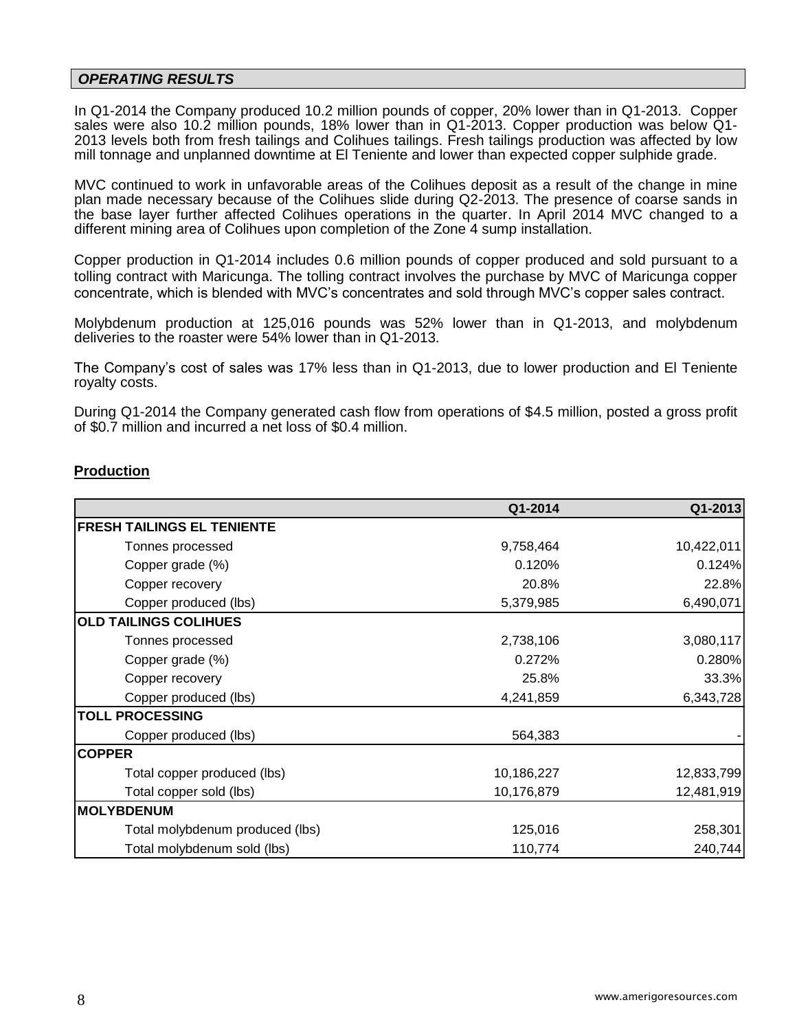## ***OPERATING RESULTS***

In Q1-2014 the Company produced 10.2 million pounds of copper, 20% lower than in Q1-2013. Copper sales were also 10.2 million pounds, 18% lower than in Q1-2013. Copper production was below Q1-2013 levels both from fresh tailings and Colihues tailings. Fresh tailings production was affected by low mill tonnage and unplanned downtime at El Teniente and lower than expected copper sulphide grade.

MVC continued to work in unfavorable areas of the Colihues deposit as a result of the change in mine plan made necessary because of the Colihues slide during Q2-2013. The presence of coarse sands in the base layer further affected Colihues operations in the quarter. In April 2014 MVC changed to a different mining area of Colihues upon completion of the Zone 4 sump installation.

Copper production in Q1-2014 includes 0.6 million pounds of copper produced and sold pursuant to a tolling contract with Maricunga. The tolling contract involves the purchase by MVC of Maricunga copper concentrate, which is blended with MVC's concentrates and sold through MVC's copper sales contract.

Molybdenum production at 125,016 pounds was 52% lower than in Q1-2013, and molybdenum deliveries to the roaster were 54% lower than in Q1-2013.

The Company's cost of sales was 17% less than in Q1-2013, due to lower production and El Teniente royalty costs.

During Q1-2014 the Company generated cash flow from operations of $4.5 million, posted a gross profit of $0.7 million and incurred a net loss of $0.4 million.

### **Production**

| | Q1-2014 | Q1-2013 |
|---|---|---|
| **FRESH TAILINGS EL TENIENTE** | | |
| Tonnes processed | 9,758,464 | 10,422,011 |
| Copper grade (%) | 0.120% | 0.124% |
| Copper recovery | 20.8% | 22.8% |
| Copper produced (lbs) | 5,379,985 | 6,490,071 |
| **OLD TAILINGS COLIHUES** | | |
| Tonnes processed | 2,738,106 | 3,080,117 |
| Copper grade (%) | 0.272% | 0.280% |
| Copper recovery | 25.8% | 33.3% |
| Copper produced (lbs) | 4,241,859 | 6,343,728 |
| **TOLL PROCESSING** | | |
| Copper produced (lbs) | 564,383 | - |
| **COPPER** | | |
| Total copper produced (lbs) | 10,186,227 | 12,833,799 |
| Total copper sold (lbs) | 10,176,879 | 12,481,919 |
| **MOLYBDENUM** | | |
| Total molybdenum produced (lbs) | 125,016 | 258,301 |
| Total molybdenum sold (lbs) | 110,774 | 240,744 |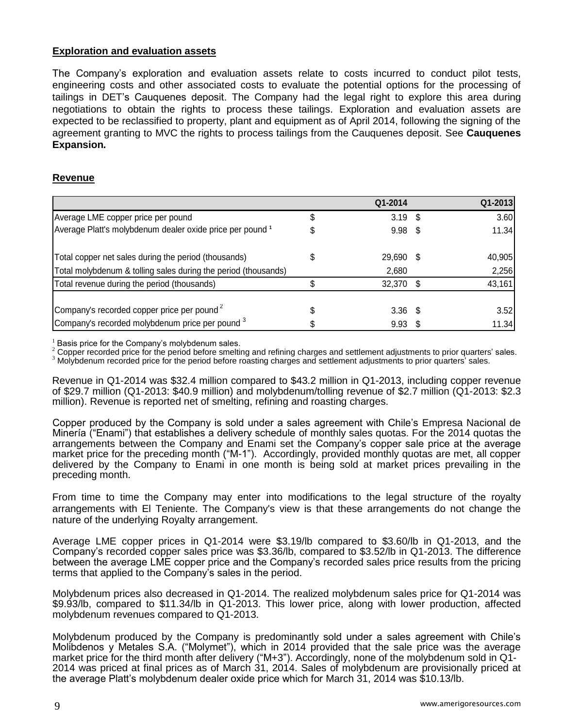## Exploration and evaluation assets

The Company's exploration and evaluation assets relate to costs incurred to conduct pilot tests, engineering costs and other associated costs to evaluate the potential options for the processing of tailings in DET's Cauquenes deposit. The Company had the legal right to explore this area during negotiations to obtain the rights to process these tailings. Exploration and evaluation assets are expected to be reclassified to property, plant and equipment as of April 2014, following the signing of the agreement granting to MVC the rights to process tailings from the Cauquenes deposit. See **Cauquenes Expansion.**

## Revenue

| | | Q1-2014 | | Q1-2013 |
|---|---|---|---|---|
| Average LME copper price per pound | $ | 3.19 | $ | 3.60 |
| Average Platt's molybdenum dealer oxide price per pound [1] | $ | 9.98 | $ | 11.34 |
| | | | | |
| Total copper net sales during the period (thousands) | $ | 29,690 | $ | 40,905 |
| Total molybdenum & tolling sales during the period (thousands) | | 2,680 | | 2,256 |
| Total revenue during the period (thousands) | $ | 32,370 | $ | 43,161 |
| | | | | |
| Company's recorded copper price per pound [2] | $ | 3.36 | $ | 3.52 |
| Company's recorded molybdenum price per pound [3] | $ | 9.93 | $ | 11.34 |

[1] Basis price for the Company's molybdenum sales.
[2] Copper recorded price for the period before smelting and refining charges and settlement adjustments to prior quarters' sales.
[3] Molybdenum recorded price for the period before roasting charges and settlement adjustments to prior quarters' sales.

Revenue in Q1-2014 was $32.4 million compared to $43.2 million in Q1-2013, including copper revenue of $29.7 million (Q1-2013: $40.9 million) and molybdenum/tolling revenue of $2.7 million (Q1-2013: $2.3 million). Revenue is reported net of smelting, refining and roasting charges.

Copper produced by the Company is sold under a sales agreement with Chile's Empresa Nacional de Minería ("Enami") that establishes a delivery schedule of monthly sales quotas. For the 2014 quotas the arrangements between the Company and Enami set the Company's copper sale price at the average market price for the preceding month ("M-1"). Accordingly, provided monthly quotas are met, all copper delivered by the Company to Enami in one month is being sold at market prices prevailing in the preceding month.

From time to time the Company may enter into modifications to the legal structure of the royalty arrangements with El Teniente. The Company's view is that these arrangements do not change the nature of the underlying Royalty arrangement.

Average LME copper prices in Q1-2014 were $3.19/lb compared to $3.60/lb in Q1-2013, and the Company's recorded copper sales price was $3.36/lb, compared to $3.52/lb in Q1-2013. The difference between the average LME copper price and the Company's recorded sales price results from the pricing terms that applied to the Company's sales in the period.

Molybdenum prices also decreased in Q1-2014. The realized molybdenum sales price for Q1-2014 was $9.93/lb, compared to $11.34/lb in Q1-2013. This lower price, along with lower production, affected molybdenum revenues compared to Q1-2013.

Molybdenum produced by the Company is predominantly sold under a sales agreement with Chile's Molibdenos y Metales S.A. ("Molymet"), which in 2014 provided that the sale price was the average market price for the third month after delivery ("M+3"). Accordingly, none of the molybdenum sold in Q1-2014 was priced at final prices as of March 31, 2014. Sales of molybdenum are provisionally priced at the average Platt's molybdenum dealer oxide price which for March 31, 2014 was $10.13/lb.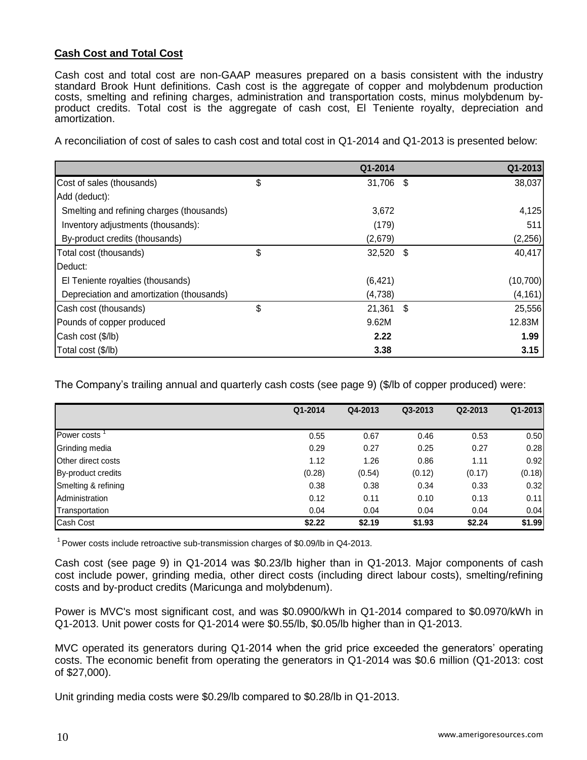**Cash Cost and Total Cost**

Cash cost and total cost are non-GAAP measures prepared on a basis consistent with the industry standard Brook Hunt definitions. Cash cost is the aggregate of copper and molybdenum production costs, smelting and refining charges, administration and transportation costs, minus molybdenum by-product credits. Total cost is the aggregate of cash cost, El Teniente royalty, depreciation and amortization.

A reconciliation of cost of sales to cash cost and total cost in Q1-2014 and Q1-2013 is presented below:

| | Q1-2014 | Q1-2013 |
|---|---|---|
| Cost of sales (thousands) | $ 31,706 | $ 38,037 |
| Add (deduct): | | |
| Smelting and refining charges (thousands) | 3,672 | 4,125 |
| Inventory adjustments (thousands): | (179) | 511 |
| By-product credits (thousands) | (2,679) | (2,256) |
| Total cost (thousands) | $ 32,520 | $ 40,417 |
| Deduct: | | |
| El Teniente royalties (thousands) | (6,421) | (10,700) |
| Depreciation and amortization (thousands) | (4,738) | (4,161) |
| Cash cost (thousands) | $ 21,361 | $ 25,556 |
| Pounds of copper produced | 9.62M | 12.83M |
| Cash cost ($/lb) | **2.22** | **1.99** |
| Total cost ($/lb) | **3.38** | **3.15** |

The Company's trailing annual and quarterly cash costs (see page 9) ($/lb of copper produced) were:

| | Q1-2014 | Q4-2013 | Q3-2013 | Q2-2013 | Q1-2013 |
|---|---|---|---|---|---|
| Power costs [1] | 0.55 | 0.67 | 0.46 | 0.53 | 0.50 |
| Grinding media | 0.29 | 0.27 | 0.25 | 0.27 | 0.28 |
| Other direct costs | 1.12 | 1.26 | 0.86 | 1.11 | 0.92 |
| By-product credits | (0.28) | (0.54) | (0.12) | (0.17) | (0.18) |
| Smelting & refining | 0.38 | 0.38 | 0.34 | 0.33 | 0.32 |
| Administration | 0.12 | 0.11 | 0.10 | 0.13 | 0.11 |
| Transportation | 0.04 | 0.04 | 0.04 | 0.04 | 0.04 |
| Cash Cost | **$2.22** | **$2.19** | **$1.93** | **$2.24** | **$1.99** |

[1] Power costs include retroactive sub-transmission charges of $0.09/lb in Q4-2013.

Cash cost (see page 9) in Q1-2014 was $0.23/lb higher than in Q1-2013. Major components of cash cost include power, grinding media, other direct costs (including direct labour costs), smelting/refining costs and by-product credits (Maricunga and molybdenum).

Power is MVC's most significant cost, and was $0.0900/kWh in Q1-2014 compared to $0.0970/kWh in Q1-2013. Unit power costs for Q1-2014 were $0.55/lb, $0.05/lb higher than in Q1-2013.

MVC operated its generators during Q1-2014 when the grid price exceeded the generators' operating costs. The economic benefit from operating the generators in Q1-2014 was $0.6 million (Q1-2013: cost of $27,000).

Unit grinding media costs were $0.29/lb compared to $0.28/lb in Q1-2013.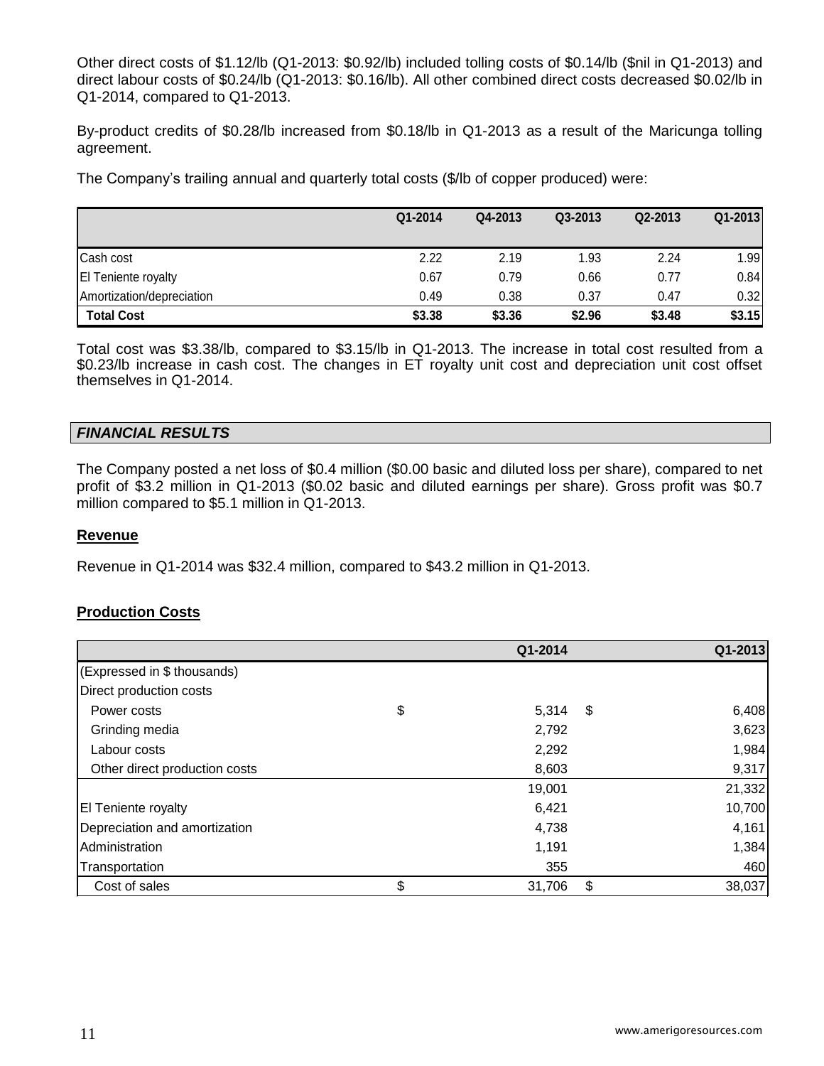Other direct costs of \$1.12/lb (Q1-2013: \$0.92/lb) included tolling costs of \$0.14/lb (\$nil in Q1-2013) and direct labour costs of \$0.24/lb (Q1-2013: \$0.16/lb). All other combined direct costs decreased \$0.02/lb in Q1-2014, compared to Q1-2013.

By-product credits of \$0.28/lb increased from \$0.18/lb in Q1-2013 as a result of the Maricunga tolling agreement.

The Company's trailing annual and quarterly total costs (\$/lb of copper produced) were:

| | Q1-2014 | Q4-2013 | Q3-2013 | Q2-2013 | Q1-2013 |
|---|---|---|---|---|---|
| Cash cost | 2.22 | 2.19 | 1.93 | 2.24 | 1.99 |
| El Teniente royalty | 0.67 | 0.79 | 0.66 | 0.77 | 0.84 |
| Amortization/depreciation | 0.49 | 0.38 | 0.37 | 0.47 | 0.32 |
| **Total Cost** | **\$3.38** | **\$3.36** | **\$2.96** | **\$3.48** | **\$3.15** |

Total cost was \$3.38/lb, compared to \$3.15/lb in Q1-2013. The increase in total cost resulted from a \$0.23/lb increase in cash cost. The changes in ET royalty unit cost and depreciation unit cost offset themselves in Q1-2014.

## *FINANCIAL RESULTS*

The Company posted a net loss of \$0.4 million (\$0.00 basic and diluted loss per share), compared to net profit of \$3.2 million in Q1-2013 (\$0.02 basic and diluted earnings per share). Gross profit was \$0.7 million compared to \$5.1 million in Q1-2013.

### Revenue

Revenue in Q1-2014 was \$32.4 million, compared to \$43.2 million in Q1-2013.

### Production Costs

| | Q1-2014 | Q1-2013 |
|---|---|---|
| (Expressed in \$ thousands) | | |
| Direct production costs | | |
| Power costs | \$ 5,314 | \$ 6,408 |
| Grinding media | 2,792 | 3,623 |
| Labour costs | 2,292 | 1,984 |
| Other direct production costs | 8,603 | 9,317 |
| | 19,001 | 21,332 |
| El Teniente royalty | 6,421 | 10,700 |
| Depreciation and amortization | 4,738 | 4,161 |
| Administration | 1,191 | 1,384 |
| Transportation | 355 | 460 |
| Cost of sales | \$ 31,706 | \$ 38,037 |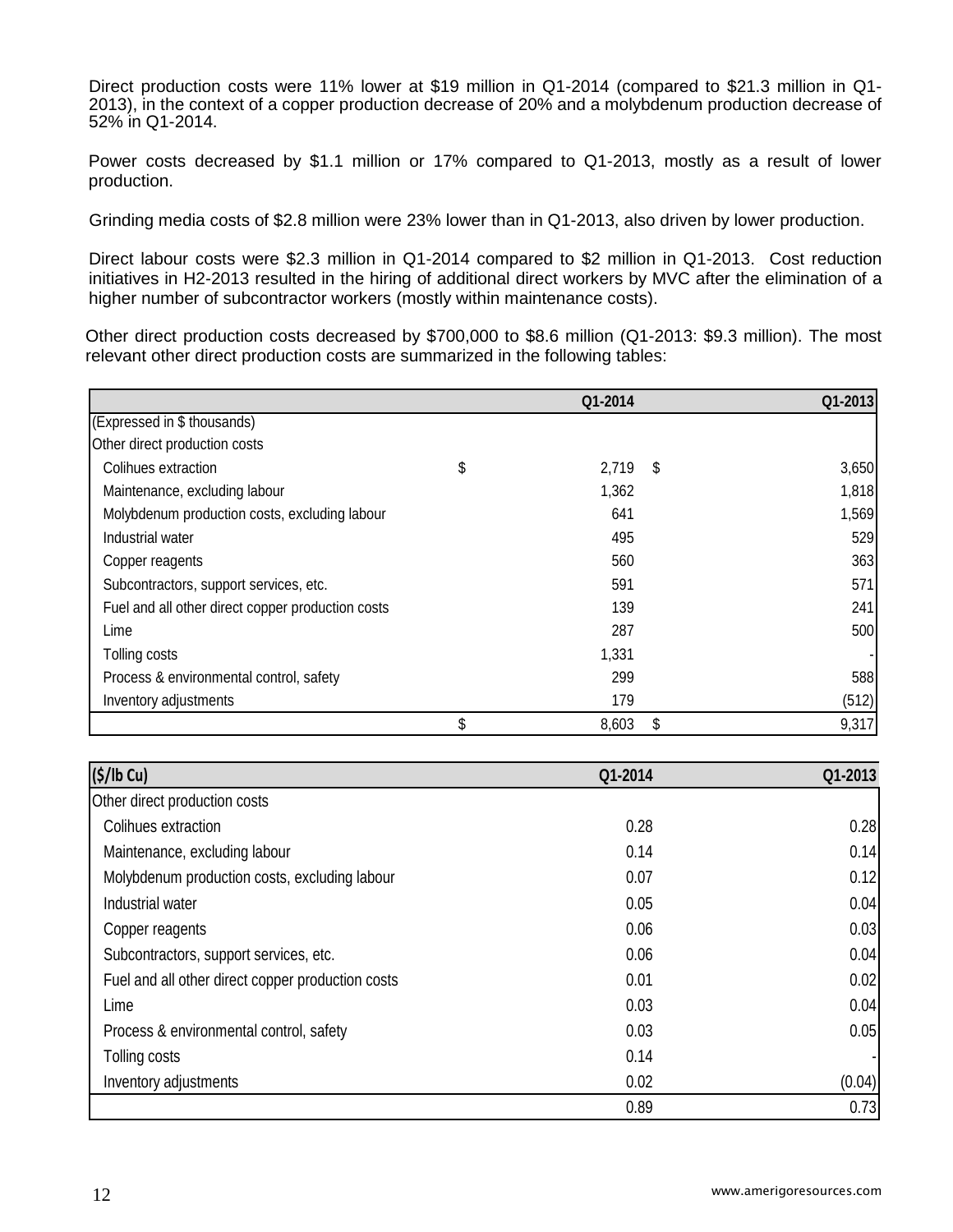Direct production costs were 11% lower at $19 million in Q1-2014 (compared to $21.3 million in Q1-2013), in the context of a copper production decrease of 20% and a molybdenum production decrease of 52% in Q1-2014.

Power costs decreased by $1.1 million or 17% compared to Q1-2013, mostly as a result of lower production.

Grinding media costs of $2.8 million were 23% lower than in Q1-2013, also driven by lower production.

Direct labour costs were $2.3 million in Q1-2014 compared to $2 million in Q1-2013. Cost reduction initiatives in H2-2013 resulted in the hiring of additional direct workers by MVC after the elimination of a higher number of subcontractor workers (mostly within maintenance costs).

Other direct production costs decreased by $700,000 to $8.6 million (Q1-2013: $9.3 million). The most relevant other direct production costs are summarized in the following tables:

| | Q1-2014 | Q1-2013 |
|---|---|---|
| (Expressed in $ thousands) | | |
| Other direct production costs | | |
| Colihues extraction | $ 2,719 | $ 3,650 |
| Maintenance, excluding labour | 1,362 | 1,818 |
| Molybdenum production costs, excluding labour | 641 | 1,569 |
| Industrial water | 495 | 529 |
| Copper reagents | 560 | 363 |
| Subcontractors, support services, etc. | 591 | 571 |
| Fuel and all other direct copper production costs | 139 | 241 |
| Lime | 287 | 500 |
| Tolling costs | 1,331 | - |
| Process & environmental control, safety | 299 | 588 |
| Inventory adjustments | 179 | (512) |
| | $ 8,603 | $ 9,317 |

| ($/lb Cu) | Q1-2014 | Q1-2013 |
|---|---|---|
| Other direct production costs | | |
| Colihues extraction | 0.28 | 0.28 |
| Maintenance, excluding labour | 0.14 | 0.14 |
| Molybdenum production costs, excluding labour | 0.07 | 0.12 |
| Industrial water | 0.05 | 0.04 |
| Copper reagents | 0.06 | 0.03 |
| Subcontractors, support services, etc. | 0.06 | 0.04 |
| Fuel and all other direct copper production costs | 0.01 | 0.02 |
| Lime | 0.03 | 0.04 |
| Process & environmental control, safety | 0.03 | 0.05 |
| Tolling costs | 0.14 | - |
| Inventory adjustments | 0.02 | (0.04) |
| | 0.89 | 0.73 |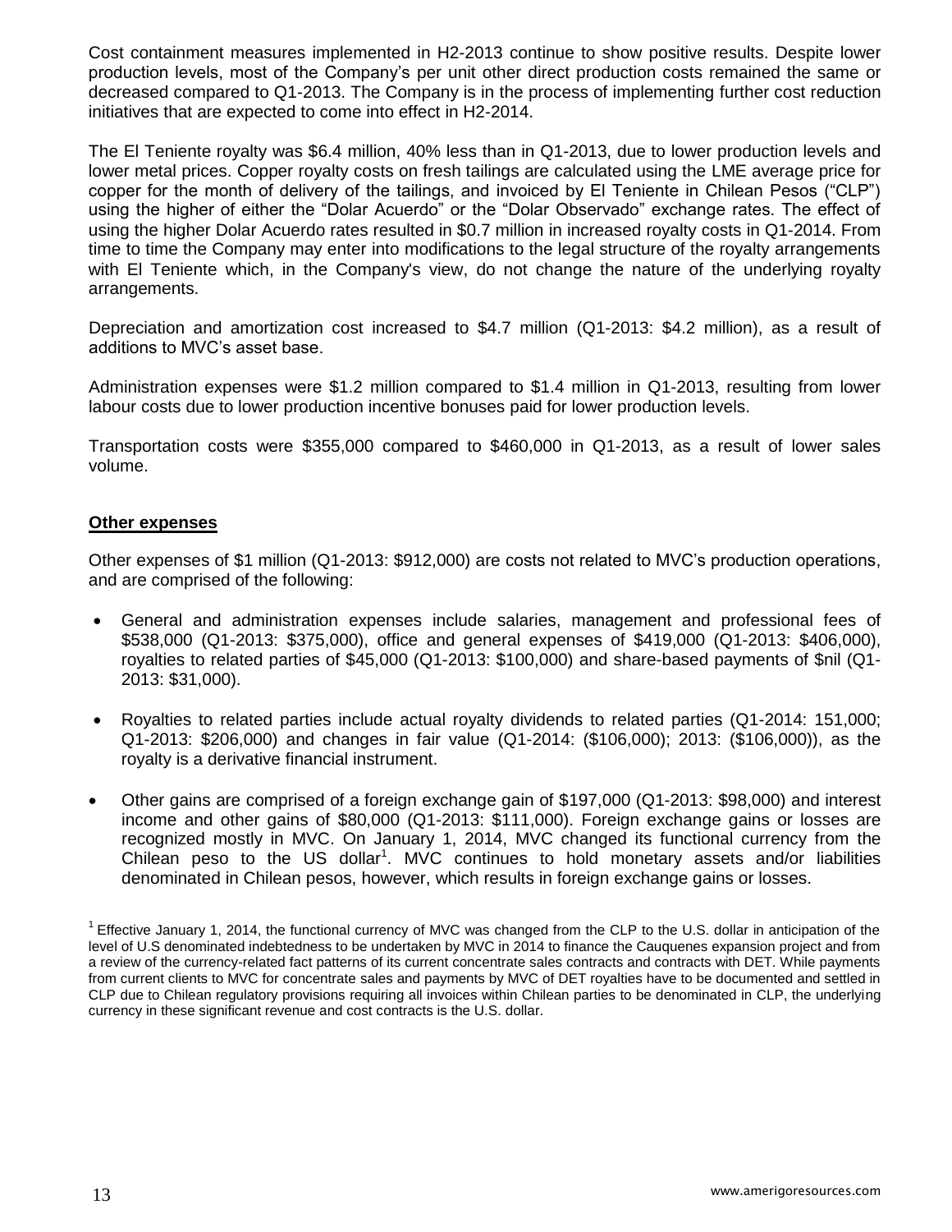Cost containment measures implemented in H2-2013 continue to show positive results. Despite lower production levels, most of the Company's per unit other direct production costs remained the same or decreased compared to Q1-2013. The Company is in the process of implementing further cost reduction initiatives that are expected to come into effect in H2-2014.

The El Teniente royalty was $6.4 million, 40% less than in Q1-2013, due to lower production levels and lower metal prices. Copper royalty costs on fresh tailings are calculated using the LME average price for copper for the month of delivery of the tailings, and invoiced by El Teniente in Chilean Pesos ("CLP") using the higher of either the "Dolar Acuerdo" or the "Dolar Observado" exchange rates. The effect of using the higher Dolar Acuerdo rates resulted in $0.7 million in increased royalty costs in Q1-2014. From time to time the Company may enter into modifications to the legal structure of the royalty arrangements with El Teniente which, in the Company's view, do not change the nature of the underlying royalty arrangements.

Depreciation and amortization cost increased to $4.7 million (Q1-2013: $4.2 million), as a result of additions to MVC's asset base.

Administration expenses were $1.2 million compared to $1.4 million in Q1-2013, resulting from lower labour costs due to lower production incentive bonuses paid for lower production levels.

Transportation costs were $355,000 compared to $460,000 in Q1-2013, as a result of lower sales volume.

**Other expenses**

Other expenses of $1 million (Q1-2013: $912,000) are costs not related to MVC's production operations, and are comprised of the following:

- General and administration expenses include salaries, management and professional fees of $538,000 (Q1-2013: $375,000), office and general expenses of $419,000 (Q1-2013: $406,000), royalties to related parties of $45,000 (Q1-2013: $100,000) and share-based payments of $nil (Q1-2013: $31,000).
- Royalties to related parties include actual royalty dividends to related parties (Q1-2014: 151,000; Q1-2013: $206,000) and changes in fair value (Q1-2014: ($106,000); 2013: ($106,000)), as the royalty is a derivative financial instrument.
- Other gains are comprised of a foreign exchange gain of $197,000 (Q1-2013: $98,000) and interest income and other gains of $80,000 (Q1-2013: $111,000). Foreign exchange gains or losses are recognized mostly in MVC. On January 1, 2014, MVC changed its functional currency from the Chilean peso to the US dollar[1]. MVC continues to hold monetary assets and/or liabilities denominated in Chilean pesos, however, which results in foreign exchange gains or losses.

[1] Effective January 1, 2014, the functional currency of MVC was changed from the CLP to the U.S. dollar in anticipation of the level of U.S denominated indebtedness to be undertaken by MVC in 2014 to finance the Cauquenes expansion project and from a review of the currency-related fact patterns of its current concentrate sales contracts and contracts with DET. While payments from current clients to MVC for concentrate sales and payments by MVC of DET royalties have to be documented and settled in CLP due to Chilean regulatory provisions requiring all invoices within Chilean parties to be denominated in CLP, the underlying currency in these significant revenue and cost contracts is the U.S. dollar.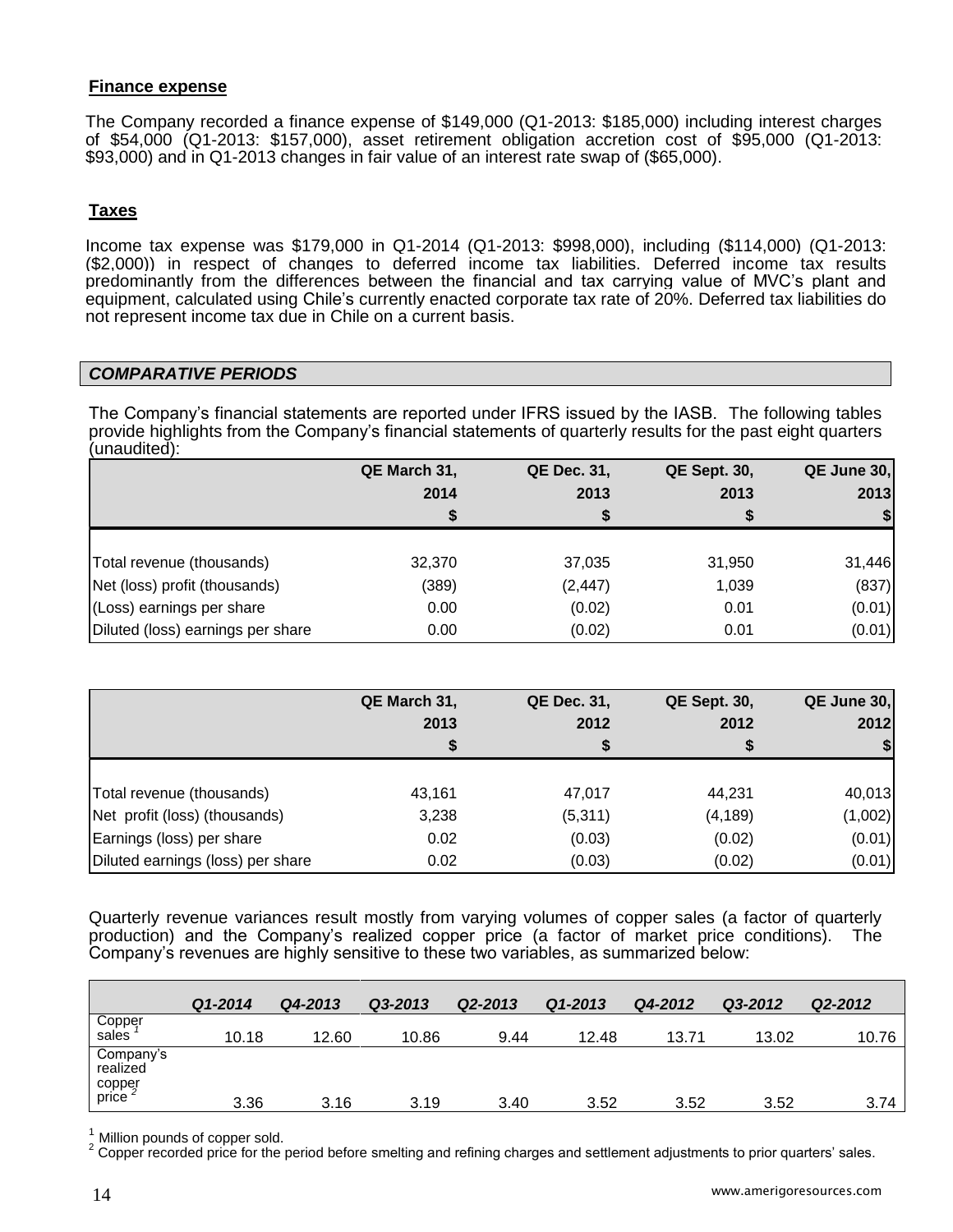**Finance expense**

The Company recorded a finance expense of $149,000 (Q1-2013: $185,000) including interest charges of $54,000 (Q1-2013: $157,000), asset retirement obligation accretion cost of $95,000 (Q1-2013: $93,000) and in Q1-2013 changes in fair value of an interest rate swap of ($65,000).

**Taxes**

Income tax expense was $179,000 in Q1-2014 (Q1-2013: $998,000), including ($114,000) (Q1-2013: ($2,000)) in respect of changes to deferred income tax liabilities. Deferred income tax results predominantly from the differences between the financial and tax carrying value of MVC's plant and equipment, calculated using Chile's currently enacted corporate tax rate of 20%. Deferred tax liabilities do not represent income tax due in Chile on a current basis.

## *COMPARATIVE PERIODS*

The Company's financial statements are reported under IFRS issued by the IASB. The following tables provide highlights from the Company's financial statements of quarterly results for the past eight quarters (unaudited):

| | QE March 31, 2014 $ | QE Dec. 31, 2013 $ | QE Sept. 30, 2013 $ | QE June 30, 2013 $ |
|---|---|---|---|---|
| Total revenue (thousands) | 32,370 | 37,035 | 31,950 | 31,446 |
| Net (loss) profit (thousands) | (389) | (2,447) | 1,039 | (837) |
| (Loss) earnings per share | 0.00 | (0.02) | 0.01 | (0.01) |
| Diluted (loss) earnings per share | 0.00 | (0.02) | 0.01 | (0.01) |

| | QE March 31, 2013 $ | QE Dec. 31, 2012 $ | QE Sept. 30, 2012 $ | QE June 30, 2012 $ |
|---|---|---|---|---|
| Total revenue (thousands) | 43,161 | 47,017 | 44,231 | 40,013 |
| Net profit (loss) (thousands) | 3,238 | (5,311) | (4,189) | (1,002) |
| Earnings (loss) per share | 0.02 | (0.03) | (0.02) | (0.01) |
| Diluted earnings (loss) per share | 0.02 | (0.03) | (0.02) | (0.01) |

Quarterly revenue variances result mostly from varying volumes of copper sales (a factor of quarterly production) and the Company's realized copper price (a factor of market price conditions). The Company's revenues are highly sensitive to these two variables, as summarized below:

| | *Q1-2014* | *Q4-2013* | *Q3-2013* | *Q2-2013* | *Q1-2013* | *Q4-2012* | *Q3-2012* | *Q2-2012* |
|---|---|---|---|---|---|---|---|---|
| Copper sales [1] | 10.18 | 12.60 | 10.86 | 9.44 | 12.48 | 13.71 | 13.02 | 10.76 |
| Company's realized copper price [2] | 3.36 | 3.16 | 3.19 | 3.40 | 3.52 | 3.52 | 3.52 | 3.74 |

[1] Million pounds of copper sold.
[2] Copper recorded price for the period before smelting and refining charges and settlement adjustments to prior quarters' sales.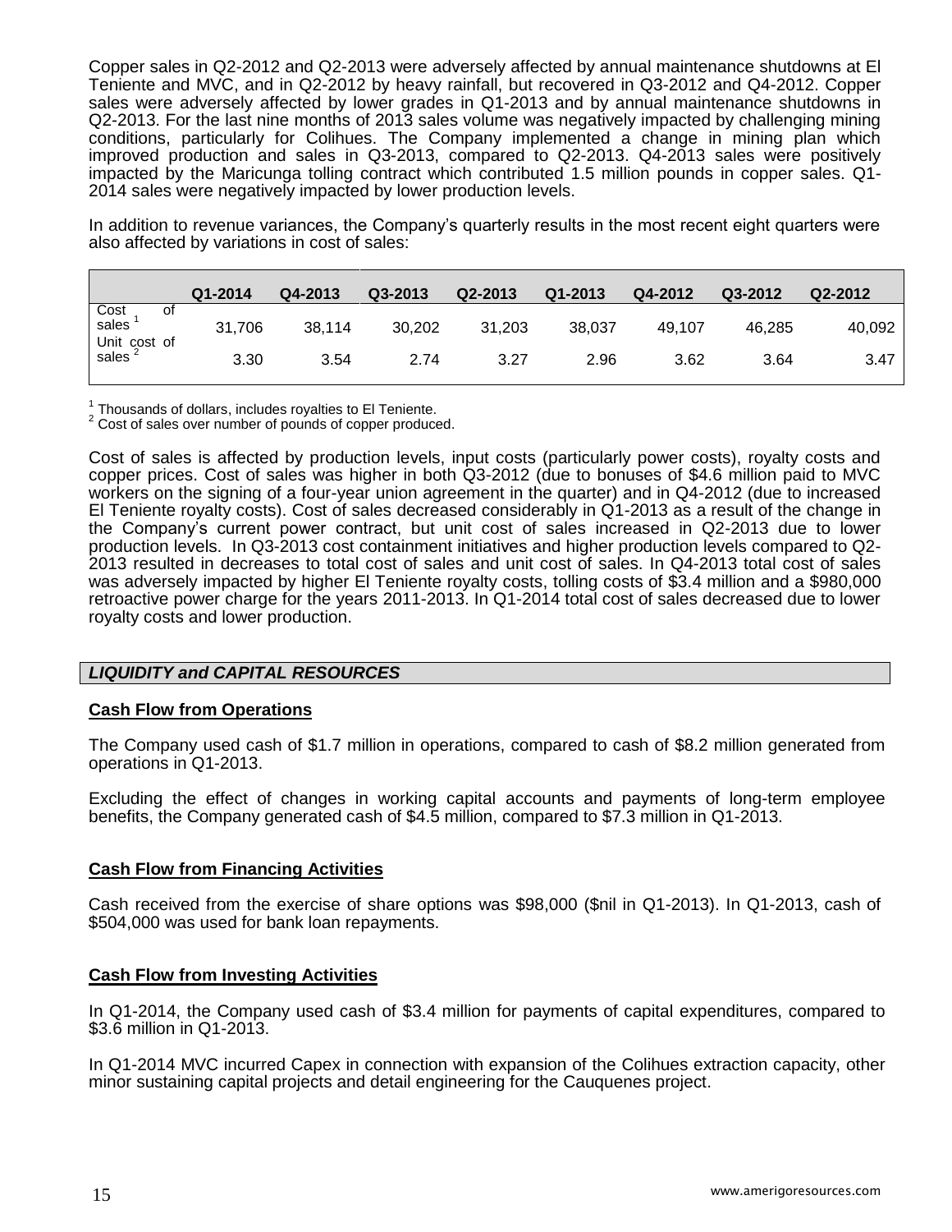Copper sales in Q2-2012 and Q2-2013 were adversely affected by annual maintenance shutdowns at El Teniente and MVC, and in Q2-2012 by heavy rainfall, but recovered in Q3-2012 and Q4-2012. Copper sales were adversely affected by lower grades in Q1-2013 and by annual maintenance shutdowns in Q2-2013. For the last nine months of 2013 sales volume was negatively impacted by challenging mining conditions, particularly for Colihues. The Company implemented a change in mining plan which improved production and sales in Q3-2013, compared to Q2-2013. Q4-2013 sales were positively impacted by the Maricunga tolling contract which contributed 1.5 million pounds in copper sales. Q1-2014 sales were negatively impacted by lower production levels.

In addition to revenue variances, the Company's quarterly results in the most recent eight quarters were also affected by variations in cost of sales:

| | Q1-2014 | Q4-2013 | Q3-2013 | Q2-2013 | Q1-2013 | Q4-2012 | Q3-2012 | Q2-2012 |
|---|---|---|---|---|---|---|---|---|
| Cost of sales [1] | 31,706 | 38,114 | 30,202 | 31,203 | 38,037 | 49,107 | 46,285 | 40,092 |
| Unit cost of sales [2] | 3.30 | 3.54 | 2.74 | 3.27 | 2.96 | 3.62 | 3.64 | 3.47 |

[1] Thousands of dollars, includes royalties to El Teniente.
[2] Cost of sales over number of pounds of copper produced.

Cost of sales is affected by production levels, input costs (particularly power costs), royalty costs and copper prices. Cost of sales was higher in both Q3-2012 (due to bonuses of $4.6 million paid to MVC workers on the signing of a four-year union agreement in the quarter) and in Q4-2012 (due to increased El Teniente royalty costs). Cost of sales decreased considerably in Q1-2013 as a result of the change in the Company's current power contract, but unit cost of sales increased in Q2-2013 due to lower production levels. In Q3-2013 cost containment initiatives and higher production levels compared to Q2-2013 resulted in decreases to total cost of sales and unit cost of sales. In Q4-2013 total cost of sales was adversely impacted by higher El Teniente royalty costs, tolling costs of $3.4 million and a $980,000 retroactive power charge for the years 2011-2013. In Q1-2014 total cost of sales decreased due to lower royalty costs and lower production.

## *LIQUIDITY and CAPITAL RESOURCES*

### Cash Flow from Operations

The Company used cash of $1.7 million in operations, compared to cash of $8.2 million generated from operations in Q1-2013.

Excluding the effect of changes in working capital accounts and payments of long-term employee benefits, the Company generated cash of $4.5 million, compared to $7.3 million in Q1-2013.

### Cash Flow from Financing Activities

Cash received from the exercise of share options was $98,000 ($nil in Q1-2013). In Q1-2013, cash of $504,000 was used for bank loan repayments.

### Cash Flow from Investing Activities

In Q1-2014, the Company used cash of $3.4 million for payments of capital expenditures, compared to $3.6 million in Q1-2013.

In Q1-2014 MVC incurred Capex in connection with expansion of the Colihues extraction capacity, other minor sustaining capital projects and detail engineering for the Cauquenes project.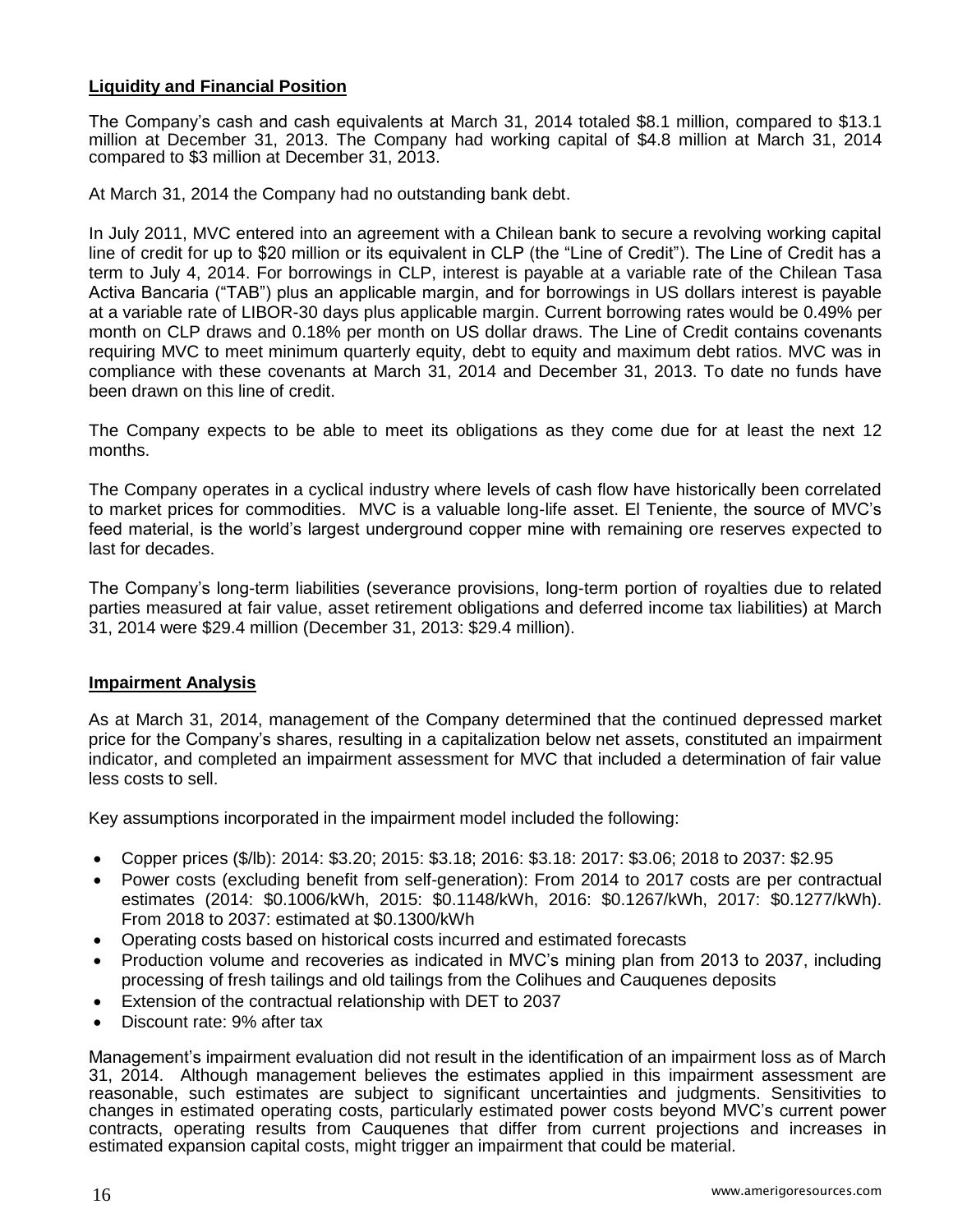## Liquidity and Financial Position

The Company's cash and cash equivalents at March 31, 2014 totaled $8.1 million, compared to $13.1 million at December 31, 2013. The Company had working capital of $4.8 million at March 31, 2014 compared to $3 million at December 31, 2013.

At March 31, 2014 the Company had no outstanding bank debt.

In July 2011, MVC entered into an agreement with a Chilean bank to secure a revolving working capital line of credit for up to $20 million or its equivalent in CLP (the "Line of Credit"). The Line of Credit has a term to July 4, 2014. For borrowings in CLP, interest is payable at a variable rate of the Chilean Tasa Activa Bancaria ("TAB") plus an applicable margin, and for borrowings in US dollars interest is payable at a variable rate of LIBOR-30 days plus applicable margin. Current borrowing rates would be 0.49% per month on CLP draws and 0.18% per month on US dollar draws. The Line of Credit contains covenants requiring MVC to meet minimum quarterly equity, debt to equity and maximum debt ratios. MVC was in compliance with these covenants at March 31, 2014 and December 31, 2013. To date no funds have been drawn on this line of credit.

The Company expects to be able to meet its obligations as they come due for at least the next 12 months.

The Company operates in a cyclical industry where levels of cash flow have historically been correlated to market prices for commodities. MVC is a valuable long-life asset. El Teniente, the source of MVC's feed material, is the world's largest underground copper mine with remaining ore reserves expected to last for decades.

The Company's long-term liabilities (severance provisions, long-term portion of royalties due to related parties measured at fair value, asset retirement obligations and deferred income tax liabilities) at March 31, 2014 were $29.4 million (December 31, 2013: $29.4 million).

## Impairment Analysis

As at March 31, 2014, management of the Company determined that the continued depressed market price for the Company's shares, resulting in a capitalization below net assets, constituted an impairment indicator, and completed an impairment assessment for MVC that included a determination of fair value less costs to sell.

Key assumptions incorporated in the impairment model included the following:

- Copper prices ($/lb): 2014: $3.20; 2015: $3.18; 2016: $3.18: 2017: $3.06; 2018 to 2037: $2.95
- Power costs (excluding benefit from self-generation): From 2014 to 2017 costs are per contractual estimates (2014: $0.1006/kWh, 2015: $0.1148/kWh, 2016: $0.1267/kWh, 2017: $0.1277/kWh). From 2018 to 2037: estimated at $0.1300/kWh
- Operating costs based on historical costs incurred and estimated forecasts
- Production volume and recoveries as indicated in MVC's mining plan from 2013 to 2037, including processing of fresh tailings and old tailings from the Colihues and Cauquenes deposits
- Extension of the contractual relationship with DET to 2037
- Discount rate: 9% after tax

Management's impairment evaluation did not result in the identification of an impairment loss as of March 31, 2014. Although management believes the estimates applied in this impairment assessment are reasonable, such estimates are subject to significant uncertainties and judgments. Sensitivities to changes in estimated operating costs, particularly estimated power costs beyond MVC's current power contracts, operating results from Cauquenes that differ from current projections and increases in estimated expansion capital costs, might trigger an impairment that could be material.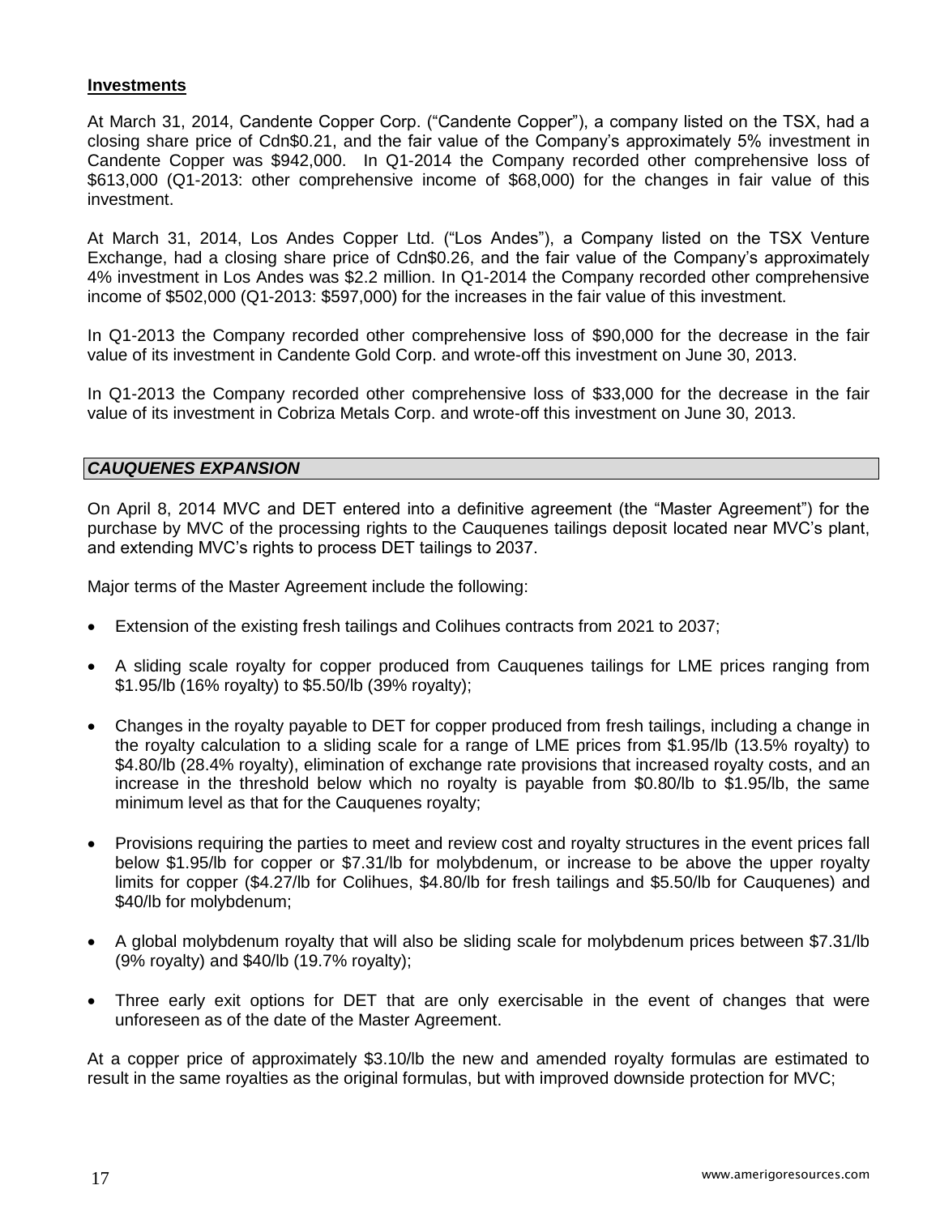## Investments

At March 31, 2014, Candente Copper Corp. ("Candente Copper"), a company listed on the TSX, had a closing share price of Cdn$0.21, and the fair value of the Company's approximately 5% investment in Candente Copper was $942,000. In Q1-2014 the Company recorded other comprehensive loss of $613,000 (Q1-2013: other comprehensive income of $68,000) for the changes in fair value of this investment.

At March 31, 2014, Los Andes Copper Ltd. ("Los Andes"), a Company listed on the TSX Venture Exchange, had a closing share price of Cdn$0.26, and the fair value of the Company's approximately 4% investment in Los Andes was $2.2 million. In Q1-2014 the Company recorded other comprehensive income of $502,000 (Q1-2013: $597,000) for the increases in the fair value of this investment.

In Q1-2013 the Company recorded other comprehensive loss of $90,000 for the decrease in the fair value of its investment in Candente Gold Corp. and wrote-off this investment on June 30, 2013.

In Q1-2013 the Company recorded other comprehensive loss of $33,000 for the decrease in the fair value of its investment in Cobriza Metals Corp. and wrote-off this investment on June 30, 2013.

## *CAUQUENES EXPANSION*

On April 8, 2014 MVC and DET entered into a definitive agreement (the "Master Agreement") for the purchase by MVC of the processing rights to the Cauquenes tailings deposit located near MVC's plant, and extending MVC's rights to process DET tailings to 2037.

Major terms of the Master Agreement include the following:

- Extension of the existing fresh tailings and Colihues contracts from 2021 to 2037;
- A sliding scale royalty for copper produced from Cauquenes tailings for LME prices ranging from $1.95/lb (16% royalty) to $5.50/lb (39% royalty);
- Changes in the royalty payable to DET for copper produced from fresh tailings, including a change in the royalty calculation to a sliding scale for a range of LME prices from $1.95/lb (13.5% royalty) to $4.80/lb (28.4% royalty), elimination of exchange rate provisions that increased royalty costs, and an increase in the threshold below which no royalty is payable from $0.80/lb to $1.95/lb, the same minimum level as that for the Cauquenes royalty;
- Provisions requiring the parties to meet and review cost and royalty structures in the event prices fall below $1.95/lb for copper or $7.31/lb for molybdenum, or increase to be above the upper royalty limits for copper ($4.27/lb for Colihues, $4.80/lb for fresh tailings and $5.50/lb for Cauquenes) and $40/lb for molybdenum;
- A global molybdenum royalty that will also be sliding scale for molybdenum prices between $7.31/lb (9% royalty) and $40/lb (19.7% royalty);
- Three early exit options for DET that are only exercisable in the event of changes that were unforeseen as of the date of the Master Agreement.

At a copper price of approximately $3.10/lb the new and amended royalty formulas are estimated to result in the same royalties as the original formulas, but with improved downside protection for MVC;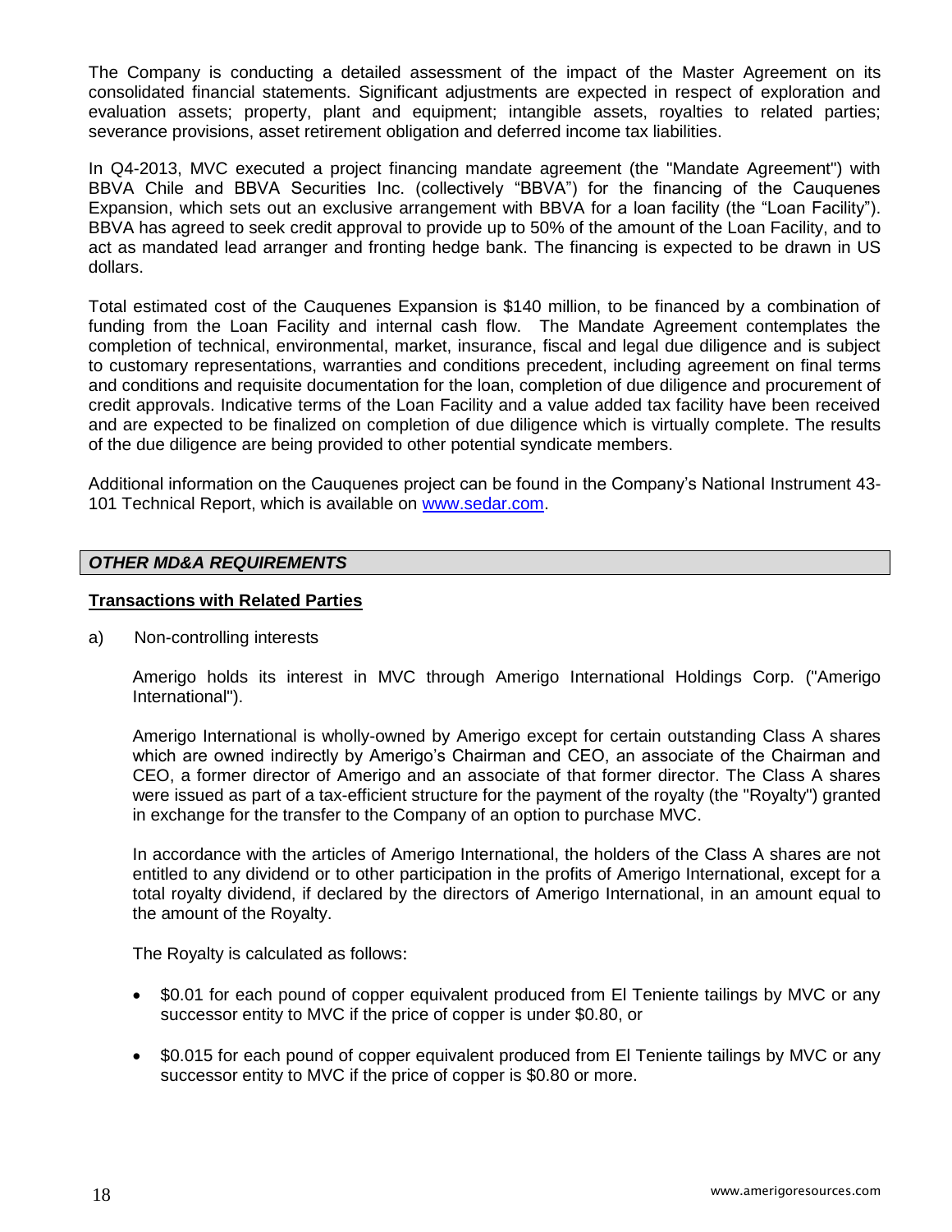The Company is conducting a detailed assessment of the impact of the Master Agreement on its consolidated financial statements. Significant adjustments are expected in respect of exploration and evaluation assets; property, plant and equipment; intangible assets, royalties to related parties; severance provisions, asset retirement obligation and deferred income tax liabilities.

In Q4-2013, MVC executed a project financing mandate agreement (the "Mandate Agreement") with BBVA Chile and BBVA Securities Inc. (collectively "BBVA") for the financing of the Cauquenes Expansion, which sets out an exclusive arrangement with BBVA for a loan facility (the "Loan Facility"). BBVA has agreed to seek credit approval to provide up to 50% of the amount of the Loan Facility, and to act as mandated lead arranger and fronting hedge bank. The financing is expected to be drawn in US dollars.

Total estimated cost of the Cauquenes Expansion is $140 million, to be financed by a combination of funding from the Loan Facility and internal cash flow. The Mandate Agreement contemplates the completion of technical, environmental, market, insurance, fiscal and legal due diligence and is subject to customary representations, warranties and conditions precedent, including agreement on final terms and conditions and requisite documentation for the loan, completion of due diligence and procurement of credit approvals. Indicative terms of the Loan Facility and a value added tax facility have been received and are expected to be finalized on completion of due diligence which is virtually complete. The results of the due diligence are being provided to other potential syndicate members.

Additional information on the Cauquenes project can be found in the Company's National Instrument 43-101 Technical Report, which is available on [www.sedar.com](http://www.sedar.com).

## *OTHER MD&A REQUIREMENTS*

### Transactions with Related Parties

a) Non-controlling interests

Amerigo holds its interest in MVC through Amerigo International Holdings Corp. ("Amerigo International").

Amerigo International is wholly-owned by Amerigo except for certain outstanding Class A shares which are owned indirectly by Amerigo's Chairman and CEO, an associate of the Chairman and CEO, a former director of Amerigo and an associate of that former director. The Class A shares were issued as part of a tax-efficient structure for the payment of the royalty (the "Royalty") granted in exchange for the transfer to the Company of an option to purchase MVC.

In accordance with the articles of Amerigo International, the holders of the Class A shares are not entitled to any dividend or to other participation in the profits of Amerigo International, except for a total royalty dividend, if declared by the directors of Amerigo International, in an amount equal to the amount of the Royalty.

The Royalty is calculated as follows:

- $0.01 for each pound of copper equivalent produced from El Teniente tailings by MVC or any successor entity to MVC if the price of copper is under $0.80, or
- $0.015 for each pound of copper equivalent produced from El Teniente tailings by MVC or any successor entity to MVC if the price of copper is $0.80 or more.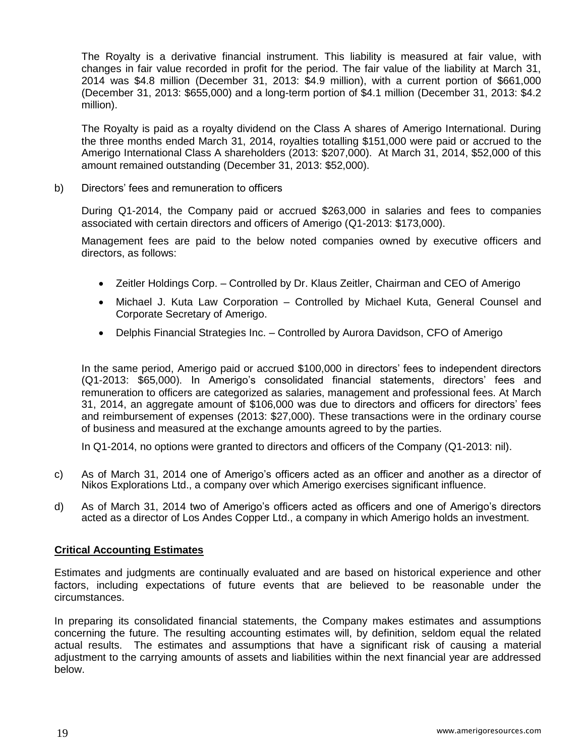The Royalty is a derivative financial instrument. This liability is measured at fair value, with changes in fair value recorded in profit for the period. The fair value of the liability at March 31, 2014 was $4.8 million (December 31, 2013: $4.9 million), with a current portion of $661,000 (December 31, 2013: $655,000) and a long-term portion of $4.1 million (December 31, 2013: $4.2 million).

The Royalty is paid as a royalty dividend on the Class A shares of Amerigo International. During the three months ended March 31, 2014, royalties totalling $151,000 were paid or accrued to the Amerigo International Class A shareholders (2013: $207,000). At March 31, 2014, $52,000 of this amount remained outstanding (December 31, 2013: $52,000).

b) Directors' fees and remuneration to officers

During Q1-2014, the Company paid or accrued $263,000 in salaries and fees to companies associated with certain directors and officers of Amerigo (Q1-2013: $173,000).

Management fees are paid to the below noted companies owned by executive officers and directors, as follows:

- Zeitler Holdings Corp. – Controlled by Dr. Klaus Zeitler, Chairman and CEO of Amerigo
- Michael J. Kuta Law Corporation – Controlled by Michael Kuta, General Counsel and Corporate Secretary of Amerigo.
- Delphis Financial Strategies Inc. – Controlled by Aurora Davidson, CFO of Amerigo

In the same period, Amerigo paid or accrued $100,000 in directors' fees to independent directors (Q1-2013: $65,000). In Amerigo's consolidated financial statements, directors' fees and remuneration to officers are categorized as salaries, management and professional fees. At March 31, 2014, an aggregate amount of $106,000 was due to directors and officers for directors' fees and reimbursement of expenses (2013: $27,000). These transactions were in the ordinary course of business and measured at the exchange amounts agreed to by the parties.

In Q1-2014, no options were granted to directors and officers of the Company (Q1-2013: nil).

c) As of March 31, 2014 one of Amerigo's officers acted as an officer and another as a director of Nikos Explorations Ltd., a company over which Amerigo exercises significant influence.

d) As of March 31, 2014 two of Amerigo's officers acted as officers and one of Amerigo's directors acted as a director of Los Andes Copper Ltd., a company in which Amerigo holds an investment.

## Critical Accounting Estimates

Estimates and judgments are continually evaluated and are based on historical experience and other factors, including expectations of future events that are believed to be reasonable under the circumstances.

In preparing its consolidated financial statements, the Company makes estimates and assumptions concerning the future. The resulting accounting estimates will, by definition, seldom equal the related actual results. The estimates and assumptions that have a significant risk of causing a material adjustment to the carrying amounts of assets and liabilities within the next financial year are addressed below.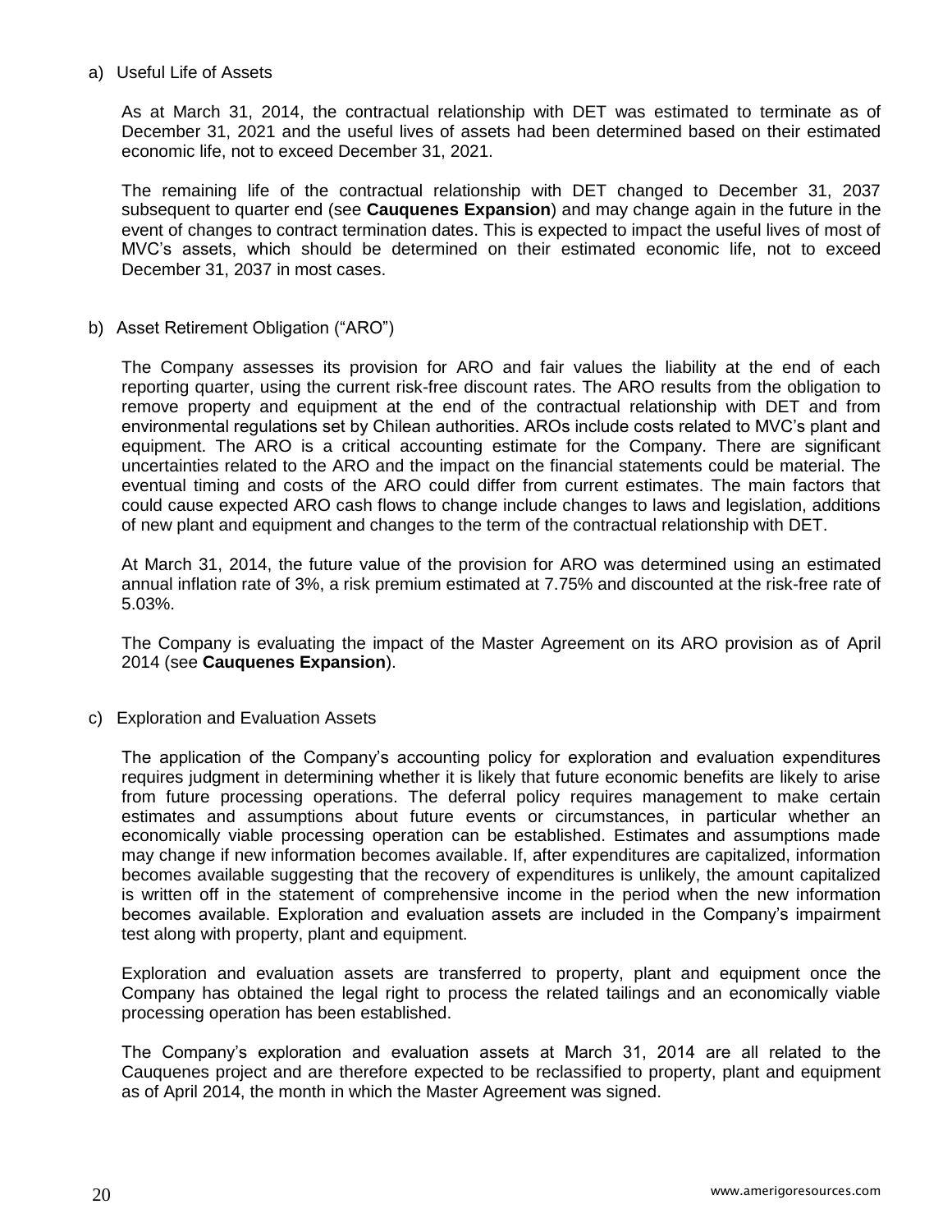a) Useful Life of Assets

As at March 31, 2014, the contractual relationship with DET was estimated to terminate as of December 31, 2021 and the useful lives of assets had been determined based on their estimated economic life, not to exceed December 31, 2021.

The remaining life of the contractual relationship with DET changed to December 31, 2037 subsequent to quarter end (see **Cauquenes Expansion**) and may change again in the future in the event of changes to contract termination dates. This is expected to impact the useful lives of most of MVC's assets, which should be determined on their estimated economic life, not to exceed December 31, 2037 in most cases.

b) Asset Retirement Obligation ("ARO")

The Company assesses its provision for ARO and fair values the liability at the end of each reporting quarter, using the current risk-free discount rates. The ARO results from the obligation to remove property and equipment at the end of the contractual relationship with DET and from environmental regulations set by Chilean authorities. AROs include costs related to MVC's plant and equipment. The ARO is a critical accounting estimate for the Company. There are significant uncertainties related to the ARO and the impact on the financial statements could be material. The eventual timing and costs of the ARO could differ from current estimates. The main factors that could cause expected ARO cash flows to change include changes to laws and legislation, additions of new plant and equipment and changes to the term of the contractual relationship with DET.

At March 31, 2014, the future value of the provision for ARO was determined using an estimated annual inflation rate of 3%, a risk premium estimated at 7.75% and discounted at the risk-free rate of 5.03%.

The Company is evaluating the impact of the Master Agreement on its ARO provision as of April 2014 (see **Cauquenes Expansion**).

c) Exploration and Evaluation Assets

The application of the Company's accounting policy for exploration and evaluation expenditures requires judgment in determining whether it is likely that future economic benefits are likely to arise from future processing operations. The deferral policy requires management to make certain estimates and assumptions about future events or circumstances, in particular whether an economically viable processing operation can be established. Estimates and assumptions made may change if new information becomes available. If, after expenditures are capitalized, information becomes available suggesting that the recovery of expenditures is unlikely, the amount capitalized is written off in the statement of comprehensive income in the period when the new information becomes available. Exploration and evaluation assets are included in the Company's impairment test along with property, plant and equipment.

Exploration and evaluation assets are transferred to property, plant and equipment once the Company has obtained the legal right to process the related tailings and an economically viable processing operation has been established.

The Company's exploration and evaluation assets at March 31, 2014 are all related to the Cauquenes project and are therefore expected to be reclassified to property, plant and equipment as of April 2014, the month in which the Master Agreement was signed.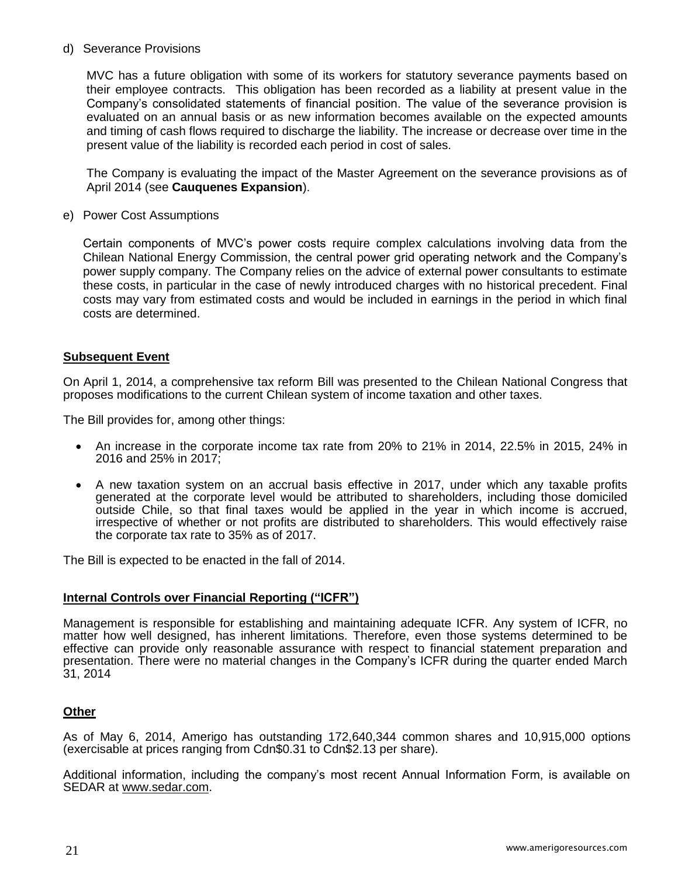d) Severance Provisions

MVC has a future obligation with some of its workers for statutory severance payments based on their employee contracts. This obligation has been recorded as a liability at present value in the Company's consolidated statements of financial position. The value of the severance provision is evaluated on an annual basis or as new information becomes available on the expected amounts and timing of cash flows required to discharge the liability. The increase or decrease over time in the present value of the liability is recorded each period in cost of sales.

The Company is evaluating the impact of the Master Agreement on the severance provisions as of April 2014 (see **Cauquenes Expansion**).

e) Power Cost Assumptions

Certain components of MVC's power costs require complex calculations involving data from the Chilean National Energy Commission, the central power grid operating network and the Company's power supply company. The Company relies on the advice of external power consultants to estimate these costs, in particular in the case of newly introduced charges with no historical precedent. Final costs may vary from estimated costs and would be included in earnings in the period in which final costs are determined.

## Subsequent Event

On April 1, 2014, a comprehensive tax reform Bill was presented to the Chilean National Congress that proposes modifications to the current Chilean system of income taxation and other taxes.

The Bill provides for, among other things:

- An increase in the corporate income tax rate from 20% to 21% in 2014, 22.5% in 2015, 24% in 2016 and 25% in 2017;
- A new taxation system on an accrual basis effective in 2017, under which any taxable profits generated at the corporate level would be attributed to shareholders, including those domiciled outside Chile, so that final taxes would be applied in the year in which income is accrued, irrespective of whether or not profits are distributed to shareholders. This would effectively raise the corporate tax rate to 35% as of 2017.

The Bill is expected to be enacted in the fall of 2014.

## Internal Controls over Financial Reporting ("ICFR")

Management is responsible for establishing and maintaining adequate ICFR. Any system of ICFR, no matter how well designed, has inherent limitations. Therefore, even those systems determined to be effective can provide only reasonable assurance with respect to financial statement preparation and presentation. There were no material changes in the Company's ICFR during the quarter ended March 31, 2014

## Other

As of May 6, 2014, Amerigo has outstanding 172,640,344 common shares and 10,915,000 options (exercisable at prices ranging from Cdn$0.31 to Cdn$2.13 per share).

Additional information, including the company's most recent Annual Information Form, is available on SEDAR at www.sedar.com.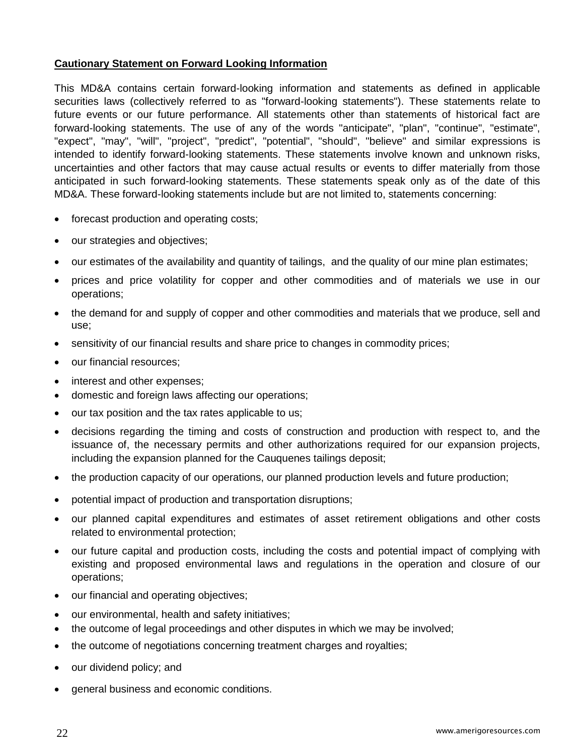**Cautionary Statement on Forward Looking Information**

This MD&A contains certain forward-looking information and statements as defined in applicable securities laws (collectively referred to as "forward-looking statements"). These statements relate to future events or our future performance. All statements other than statements of historical fact are forward-looking statements. The use of any of the words "anticipate", "plan", "continue", "estimate", "expect", "may", "will", "project", "predict", "potential", "should", "believe" and similar expressions is intended to identify forward-looking statements. These statements involve known and unknown risks, uncertainties and other factors that may cause actual results or events to differ materially from those anticipated in such forward-looking statements. These statements speak only as of the date of this MD&A. These forward-looking statements include but are not limited to, statements concerning:

- forecast production and operating costs;
- our strategies and objectives;
- our estimates of the availability and quantity of tailings, and the quality of our mine plan estimates;
- prices and price volatility for copper and other commodities and of materials we use in our operations;
- the demand for and supply of copper and other commodities and materials that we produce, sell and use;
- sensitivity of our financial results and share price to changes in commodity prices;
- our financial resources;
- interest and other expenses;
- domestic and foreign laws affecting our operations;
- our tax position and the tax rates applicable to us;
- decisions regarding the timing and costs of construction and production with respect to, and the issuance of, the necessary permits and other authorizations required for our expansion projects, including the expansion planned for the Cauquenes tailings deposit;
- the production capacity of our operations, our planned production levels and future production;
- potential impact of production and transportation disruptions;
- our planned capital expenditures and estimates of asset retirement obligations and other costs related to environmental protection;
- our future capital and production costs, including the costs and potential impact of complying with existing and proposed environmental laws and regulations in the operation and closure of our operations;
- our financial and operating objectives;
- our environmental, health and safety initiatives;
- the outcome of legal proceedings and other disputes in which we may be involved;
- the outcome of negotiations concerning treatment charges and royalties;
- our dividend policy; and
- general business and economic conditions.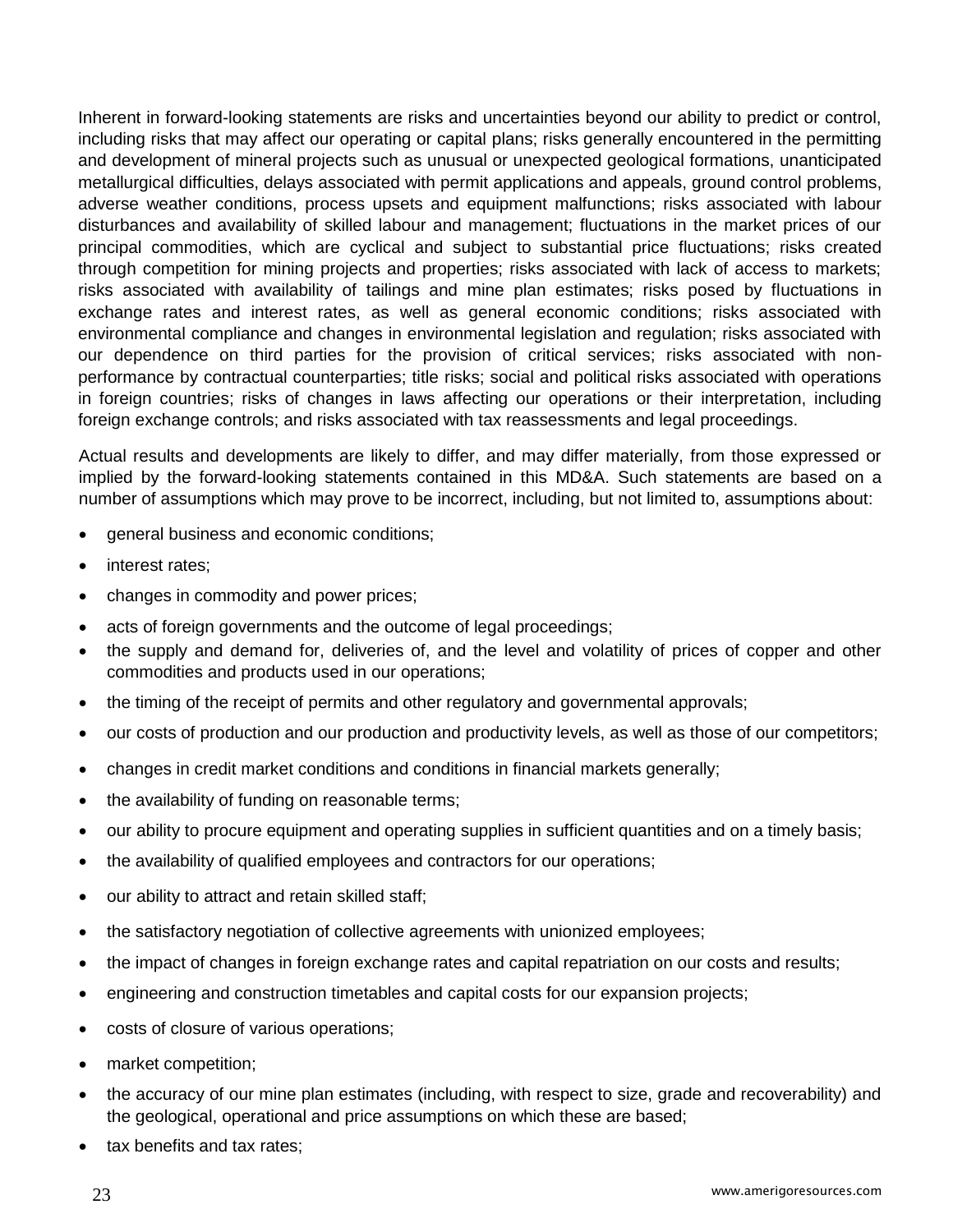Inherent in forward-looking statements are risks and uncertainties beyond our ability to predict or control, including risks that may affect our operating or capital plans; risks generally encountered in the permitting and development of mineral projects such as unusual or unexpected geological formations, unanticipated metallurgical difficulties, delays associated with permit applications and appeals, ground control problems, adverse weather conditions, process upsets and equipment malfunctions; risks associated with labour disturbances and availability of skilled labour and management; fluctuations in the market prices of our principal commodities, which are cyclical and subject to substantial price fluctuations; risks created through competition for mining projects and properties; risks associated with lack of access to markets; risks associated with availability of tailings and mine plan estimates; risks posed by fluctuations in exchange rates and interest rates, as well as general economic conditions; risks associated with environmental compliance and changes in environmental legislation and regulation; risks associated with our dependence on third parties for the provision of critical services; risks associated with non-performance by contractual counterparties; title risks; social and political risks associated with operations in foreign countries; risks of changes in laws affecting our operations or their interpretation, including foreign exchange controls; and risks associated with tax reassessments and legal proceedings.

Actual results and developments are likely to differ, and may differ materially, from those expressed or implied by the forward-looking statements contained in this MD&A. Such statements are based on a number of assumptions which may prove to be incorrect, including, but not limited to, assumptions about:

- general business and economic conditions;
- interest rates;
- changes in commodity and power prices;
- acts of foreign governments and the outcome of legal proceedings;
- the supply and demand for, deliveries of, and the level and volatility of prices of copper and other commodities and products used in our operations;
- the timing of the receipt of permits and other regulatory and governmental approvals;
- our costs of production and our production and productivity levels, as well as those of our competitors;
- changes in credit market conditions and conditions in financial markets generally;
- the availability of funding on reasonable terms;
- our ability to procure equipment and operating supplies in sufficient quantities and on a timely basis;
- the availability of qualified employees and contractors for our operations;
- our ability to attract and retain skilled staff;
- the satisfactory negotiation of collective agreements with unionized employees;
- the impact of changes in foreign exchange rates and capital repatriation on our costs and results;
- engineering and construction timetables and capital costs for our expansion projects;
- costs of closure of various operations;
- market competition;
- the accuracy of our mine plan estimates (including, with respect to size, grade and recoverability) and the geological, operational and price assumptions on which these are based;
- tax benefits and tax rates;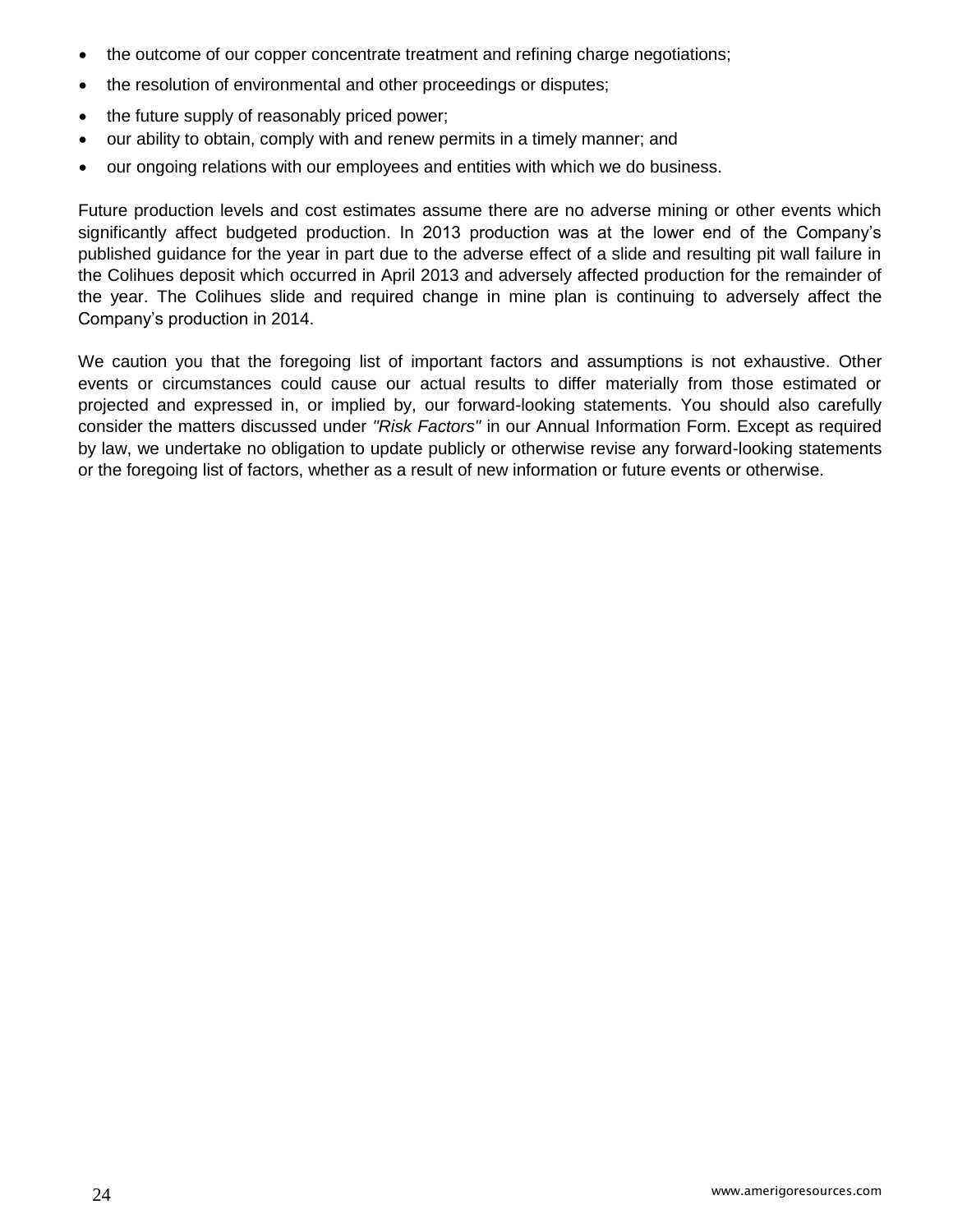- the outcome of our copper concentrate treatment and refining charge negotiations;
- the resolution of environmental and other proceedings or disputes;
- the future supply of reasonably priced power;
- our ability to obtain, comply with and renew permits in a timely manner; and
- our ongoing relations with our employees and entities with which we do business.

Future production levels and cost estimates assume there are no adverse mining or other events which significantly affect budgeted production. In 2013 production was at the lower end of the Company's published guidance for the year in part due to the adverse effect of a slide and resulting pit wall failure in the Colihues deposit which occurred in April 2013 and adversely affected production for the remainder of the year. The Colihues slide and required change in mine plan is continuing to adversely affect the Company's production in 2014.

We caution you that the foregoing list of important factors and assumptions is not exhaustive. Other events or circumstances could cause our actual results to differ materially from those estimated or projected and expressed in, or implied by, our forward-looking statements. You should also carefully consider the matters discussed under *"Risk Factors"* in our Annual Information Form. Except as required by law, we undertake no obligation to update publicly or otherwise revise any forward-looking statements or the foregoing list of factors, whether as a result of new information or future events or otherwise.